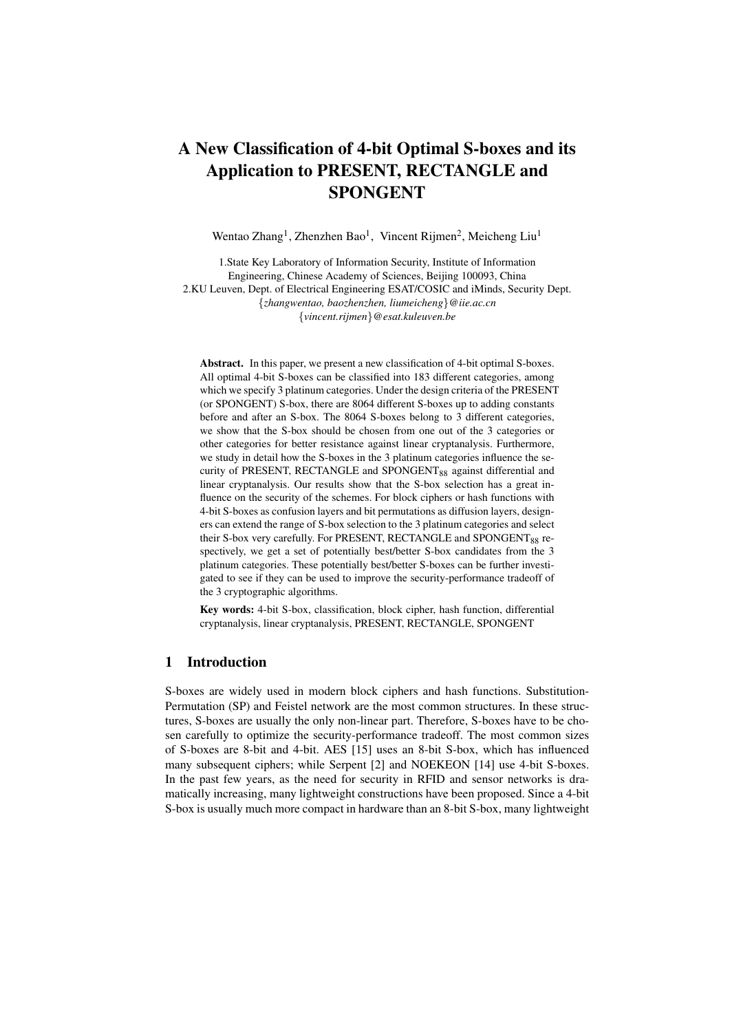# A New Classification of 4-bit Optimal S-boxes and its Application to PRESENT, RECTANGLE and SPONGENT

Wentao Zhang[1], Zhenzhen Bao[1], Vincent Rijmen[2], Meicheng Liu[1]

1.State Key Laboratory of Information Security, Institute of Information Engineering, Chinese Academy of Sciences, Beijing 100093, China
2.KU Leuven, Dept. of Electrical Engineering ESAT/COSIC and iMinds, Security Dept.
{*zhangwentao, baozhenzhen, liumeicheng*}@*iie.ac.cn*
{*vincent.rijmen*}@*esat.kuleuven.be*

**Abstract.** In this paper, we present a new classification of 4-bit optimal S-boxes. All optimal 4-bit S-boxes can be classified into 183 different categories, among which we specify 3 platinum categories. Under the design criteria of the PRESENT (or SPONGENT) S-box, there are 8064 different S-boxes up to adding constants before and after an S-box. The 8064 S-boxes belong to 3 different categories, we show that the S-box should be chosen from one out of the 3 categories or other categories for better resistance against linear cryptanalysis. Furthermore, we study in detail how the S-boxes in the 3 platinum categories influence the security of PRESENT, RECTANGLE and $\text{SPONGENT}_{88}$ against differential and linear cryptanalysis. Our results show that the S-box selection has a great influence on the security of the schemes. For block ciphers or hash functions with 4-bit S-boxes as confusion layers and bit permutations as diffusion layers, designers can extend the range of S-box selection to the 3 platinum categories and select their S-box very carefully. For PRESENT, RECTANGLE and $\text{SPONGENT}_{88}$ respectively, we get a set of potentially best/better S-box candidates from the 3 platinum categories. These potentially best/better S-boxes can be further investigated to see if they can be used to improve the security-performance tradeoff of the 3 cryptographic algorithms.

**Key words:** 4-bit S-box, classification, block cipher, hash function, differential cryptanalysis, linear cryptanalysis, PRESENT, RECTANGLE, SPONGENT

## 1 Introduction

S-boxes are widely used in modern block ciphers and hash functions. Substitution-Permutation (SP) and Feistel network are the most common structures. In these structures, S-boxes are usually the only non-linear part. Therefore, S-boxes have to be chosen carefully to optimize the security-performance tradeoff. The most common sizes of S-boxes are 8-bit and 4-bit. AES [15] uses an 8-bit S-box, which has influenced many subsequent ciphers; while Serpent [2] and NOEKEON [14] use 4-bit S-boxes. In the past few years, as the need for security in RFID and sensor networks is dramatically increasing, many lightweight constructions have been proposed. Since a 4-bit S-box is usually much more compact in hardware than an 8-bit S-box, many lightweight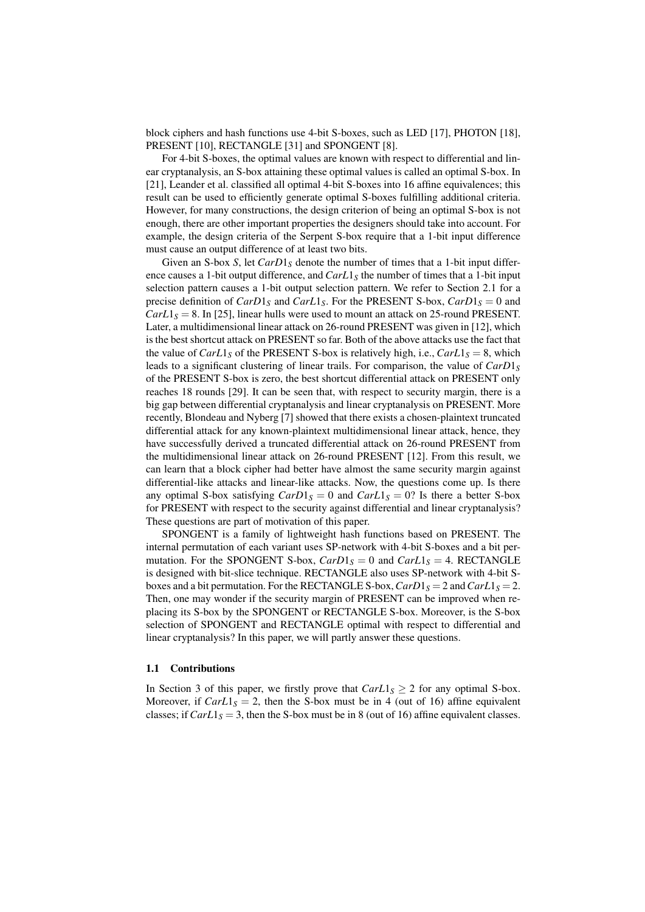block ciphers and hash functions use 4-bit S-boxes, such as LED [17], PHOTON [18], PRESENT [10], RECTANGLE [31] and SPONGENT [8].

For 4-bit S-boxes, the optimal values are known with respect to differential and linear cryptanalysis, an S-box attaining these optimal values is called an optimal S-box. In [21], Leander et al. classified all optimal 4-bit S-boxes into 16 affine equivalences; this result can be used to efficiently generate optimal S-boxes fulfilling additional criteria. However, for many constructions, the design criterion of being an optimal S-box is not enough, there are other important properties the designers should take into account. For example, the design criteria of the Serpent S-box require that a 1-bit input difference must cause an output difference of at least two bits.

Given an S-box $S$, let $CarD1_S$ denote the number of times that a 1-bit input difference causes a 1-bit output difference, and $CarL1_S$ the number of times that a 1-bit input selection pattern causes a 1-bit output selection pattern. We refer to Section 2.1 for a precise definition of $CarD1_S$ and $CarL1_S$. For the PRESENT S-box, $CarD1_S = 0$ and $CarL1_S = 8$. In [25], linear hulls were used to mount an attack on 25-round PRESENT. Later, a multidimensional linear attack on 26-round PRESENT was given in [12], which is the best shortcut attack on PRESENT so far. Both of the above attacks use the fact that the value of $CarL1_S$ of the PRESENT S-box is relatively high, i.e., $CarL1_S = 8$, which leads to a significant clustering of linear trails. For comparison, the value of $CarD1_S$ of the PRESENT S-box is zero, the best shortcut differential attack on PRESENT only reaches 18 rounds [29]. It can be seen that, with respect to security margin, there is a big gap between differential cryptanalysis and linear cryptanalysis on PRESENT. More recently, Blondeau and Nyberg [7] showed that there exists a chosen-plaintext truncated differential attack for any known-plaintext multidimensional linear attack, hence, they have successfully derived a truncated differential attack on 26-round PRESENT from the multidimensional linear attack on 26-round PRESENT [12]. From this result, we can learn that a block cipher had better have almost the same security margin against differential-like attacks and linear-like attacks. Now, the questions come up. Is there any optimal S-box satisfying $CarD1_S = 0$ and $CarL1_S = 0$? Is there a better S-box for PRESENT with respect to the security against differential and linear cryptanalysis? These questions are part of motivation of this paper.

SPONGENT is a family of lightweight hash functions based on PRESENT. The internal permutation of each variant uses SP-network with 4-bit S-boxes and a bit permutation. For the SPONGENT S-box, $CarD1_S = 0$ and $CarL1_S = 4$. RECTANGLE is designed with bit-slice technique. RECTANGLE also uses SP-network with 4-bit S-boxes and a bit permutation. For the RECTANGLE S-box, $CarD1_S = 2$ and $CarL1_S = 2$. Then, one may wonder if the security margin of PRESENT can be improved when replacing its S-box by the SPONGENT or RECTANGLE S-box. Moreover, is the S-box selection of SPONGENT and RECTANGLE optimal with respect to differential and linear cryptanalysis? In this paper, we will partly answer these questions.

### 1.1 Contributions

In Section 3 of this paper, we firstly prove that $CarL1_S \geq 2$ for any optimal S-box. Moreover, if $CarL1_S = 2$, then the S-box must be in 4 (out of 16) affine equivalent classes; if $CarL1_S = 3$, then the S-box must be in 8 (out of 16) affine equivalent classes.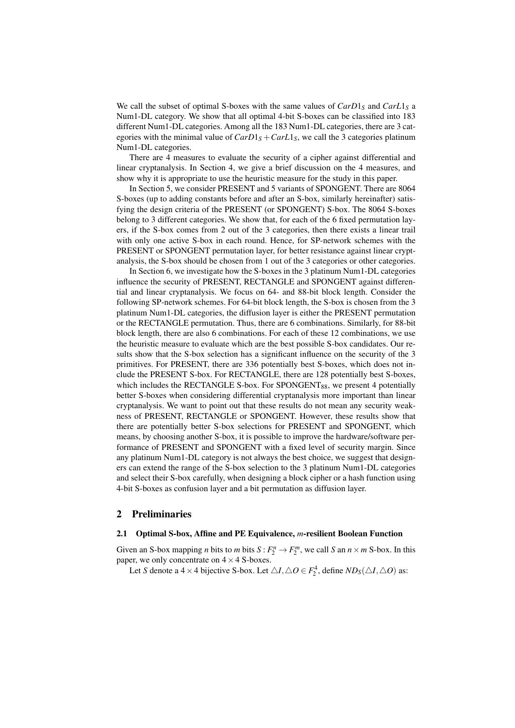We call the subset of optimal S-boxes with the same values of $CarD1_S$ and $CarL1_S$ a Num1-DL category. We show that all optimal 4-bit S-boxes can be classified into 183 different Num1-DL categories. Among all the 183 Num1-DL categories, there are 3 categories with the minimal value of $CarD1_S + CarL1_S$, we call the 3 categories platinum Num1-DL categories.

There are 4 measures to evaluate the security of a cipher against differential and linear cryptanalysis. In Section 4, we give a brief discussion on the 4 measures, and show why it is appropriate to use the heuristic measure for the study in this paper.

In Section 5, we consider PRESENT and 5 variants of SPONGENT. There are 8064 S-boxes (up to adding constants before and after an S-box, similarly hereinafter) satisfying the design criteria of the PRESENT (or SPONGENT) S-box. The 8064 S-boxes belong to 3 different categories. We show that, for each of the 6 fixed permutation layers, if the S-box comes from 2 out of the 3 categories, then there exists a linear trail with only one active S-box in each round. Hence, for SP-network schemes with the PRESENT or SPONGENT permutation layer, for better resistance against linear cryptanalysis, the S-box should be chosen from 1 out of the 3 categories or other categories.

In Section 6, we investigate how the S-boxes in the 3 platinum Num1-DL categories influence the security of PRESENT, RECTANGLE and SPONGENT against differential and linear cryptanalysis. We focus on 64- and 88-bit block length. Consider the following SP-network schemes. For 64-bit block length, the S-box is chosen from the 3 platinum Num1-DL categories, the diffusion layer is either the PRESENT permutation or the RECTANGLE permutation. Thus, there are 6 combinations. Similarly, for 88-bit block length, there are also 6 combinations. For each of these 12 combinations, we use the heuristic measure to evaluate which are the best possible S-box candidates. Our results show that the S-box selection has a significant influence on the security of the 3 primitives. For PRESENT, there are 336 potentially best S-boxes, which does not include the PRESENT S-box. For RECTANGLE, there are 128 potentially best S-boxes, which includes the RECTANGLE S-box. For $\text{SPONGENT}_{88}$, we present 4 potentially better S-boxes when considering differential cryptanalysis more important than linear cryptanalysis. We want to point out that these results do not mean any security weakness of PRESENT, RECTANGLE or SPONGENT. However, these results show that there are potentially better S-box selections for PRESENT and SPONGENT, which means, by choosing another S-box, it is possible to improve the hardware/software performance of PRESENT and SPONGENT with a fixed level of security margin. Since any platinum Num1-DL category is not always the best choice, we suggest that designers can extend the range of the S-box selection to the 3 platinum Num1-DL categories and select their S-box carefully, when designing a block cipher or a hash function using 4-bit S-boxes as confusion layer and a bit permutation as diffusion layer.

## 2 Preliminaries

### 2.1 Optimal S-box, Affine and PE Equivalence, $m$-resilient Boolean Function

Given an S-box mapping $n$ bits to $m$ bits $S : F_2^n \to F_2^m$, we call $S$ an $n \times m$ S-box. In this paper, we only concentrate on $4 \times 4$ S-boxes.

Let $S$ denote a $4 \times 4$ bijective S-box. Let $\triangle I, \triangle O \in F_2^4$, define $ND_S(\triangle I, \triangle O)$ as: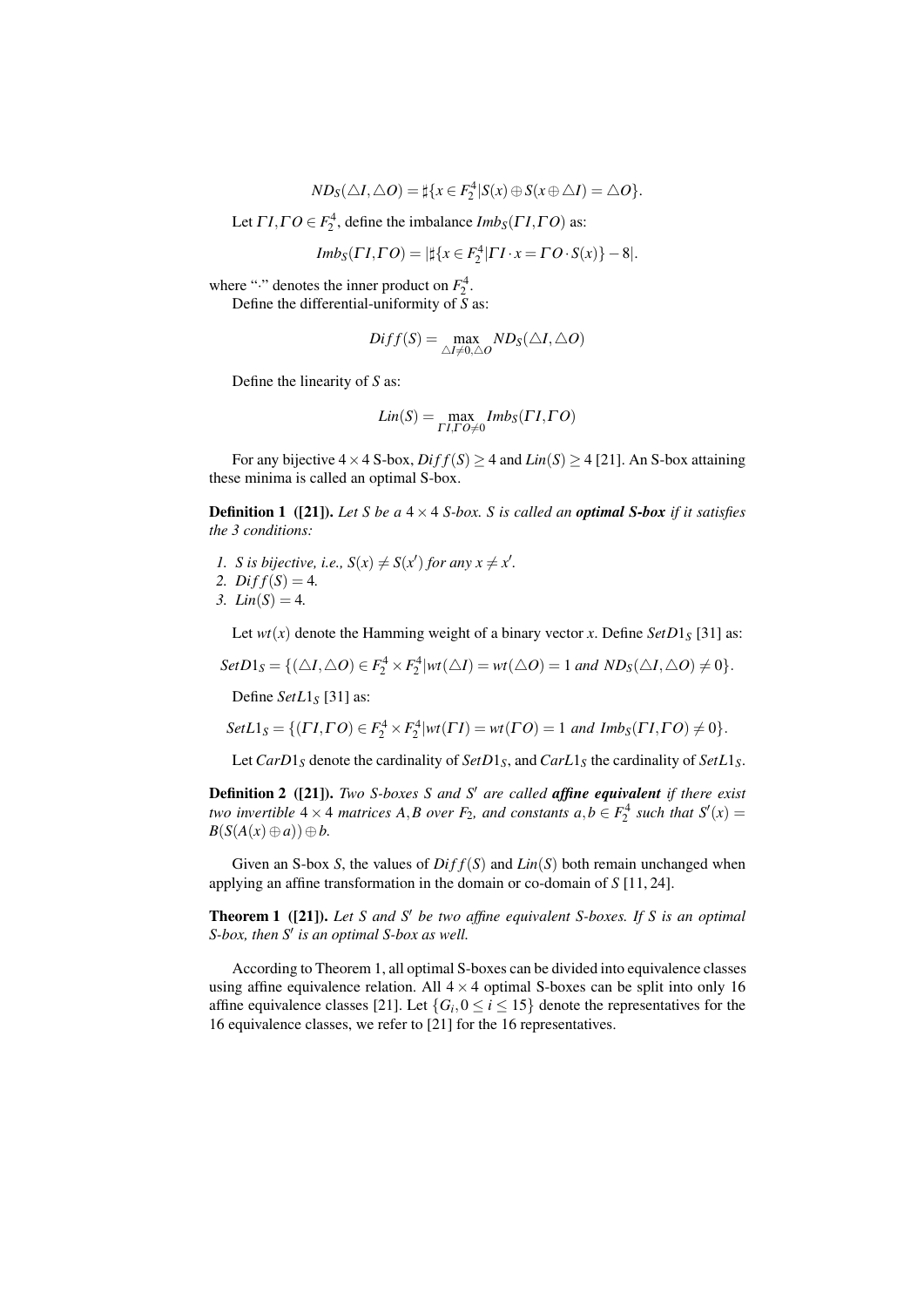$$ND_S(\triangle I, \triangle O) = \sharp\{x \in F_2^4 | S(x) \oplus S(x \oplus \triangle I) = \triangle O\}.$$

Let $\Gamma I, \Gamma O \in F_2^4$, define the imbalance $Imb_S(\Gamma I, \Gamma O)$ as:

$$Imb_S(\Gamma I, \Gamma O) = |\sharp\{x \in F_2^4 | \Gamma I \cdot x = \Gamma O \cdot S(x)\} - 8|.$$

where "$\cdot$" denotes the inner product on $F_2^4$.

Define the differential-uniformity of $S$ as:

$$Diff(S) = \max_{\triangle I \neq 0, \triangle O} ND_S(\triangle I, \triangle O)$$

Define the linearity of $S$ as:

$$Lin(S) = \max_{\Gamma I, \Gamma O \neq 0} Imb_S(\Gamma I, \Gamma O)$$

For any bijective $4 \times 4$ S-box, $Diff(S) \geq 4$ and $Lin(S) \geq 4$ [21]. An S-box attaining these minima is called an optimal S-box.

**Definition 1 ([21]).** *Let $S$ be a $4 \times 4$ S-box. $S$ is called an **optimal S-box** if it satisfies the 3 conditions:*

1. *$S$ is bijective, i.e., $S(x) \neq S(x')$ for any $x \neq x'$.*
2. *$Diff(S) = 4$.*
3. *$Lin(S) = 4$.*

Let $wt(x)$ denote the Hamming weight of a binary vector $x$. Define $SetD1_S$ [31] as:

$$SetD1_S = \{(\triangle I, \triangle O) \in F_2^4 \times F_2^4 | wt(\triangle I) = wt(\triangle O) = 1 \text{ and } ND_S(\triangle I, \triangle O) \neq 0\}.$$

Define $SetL1_S$ [31] as:

$$SetL1_S = \{(\Gamma I, \Gamma O) \in F_2^4 \times F_2^4 | wt(\Gamma I) = wt(\Gamma O) = 1 \text{ and } Imb_S(\Gamma I, \Gamma O) \neq 0\}.$$

Let $CarD1_S$ denote the cardinality of $SetD1_S$, and $CarL1_S$ the cardinality of $SetL1_S$.

**Definition 2 ([21]).** *Two S-boxes $S$ and $S'$ are called **affine equivalent** if there exist two invertible $4 \times 4$ matrices $A, B$ over $F_2$, and constants $a, b \in F_2^4$ such that $S'(x) = B(S(A(x) \oplus a)) \oplus b$.*

Given an S-box $S$, the values of $Diff(S)$ and $Lin(S)$ both remain unchanged when applying an affine transformation in the domain or co-domain of $S$ [11, 24].

**Theorem 1 ([21]).** *Let $S$ and $S'$ be two affine equivalent S-boxes. If $S$ is an optimal S-box, then $S'$ is an optimal S-box as well.*

According to Theorem 1, all optimal S-boxes can be divided into equivalence classes using affine equivalence relation. All $4 \times 4$ optimal S-boxes can be split into only 16 affine equivalence classes [21]. Let $\{G_i, 0 \leq i \leq 15\}$ denote the representatives for the 16 equivalence classes, we refer to [21] for the 16 representatives.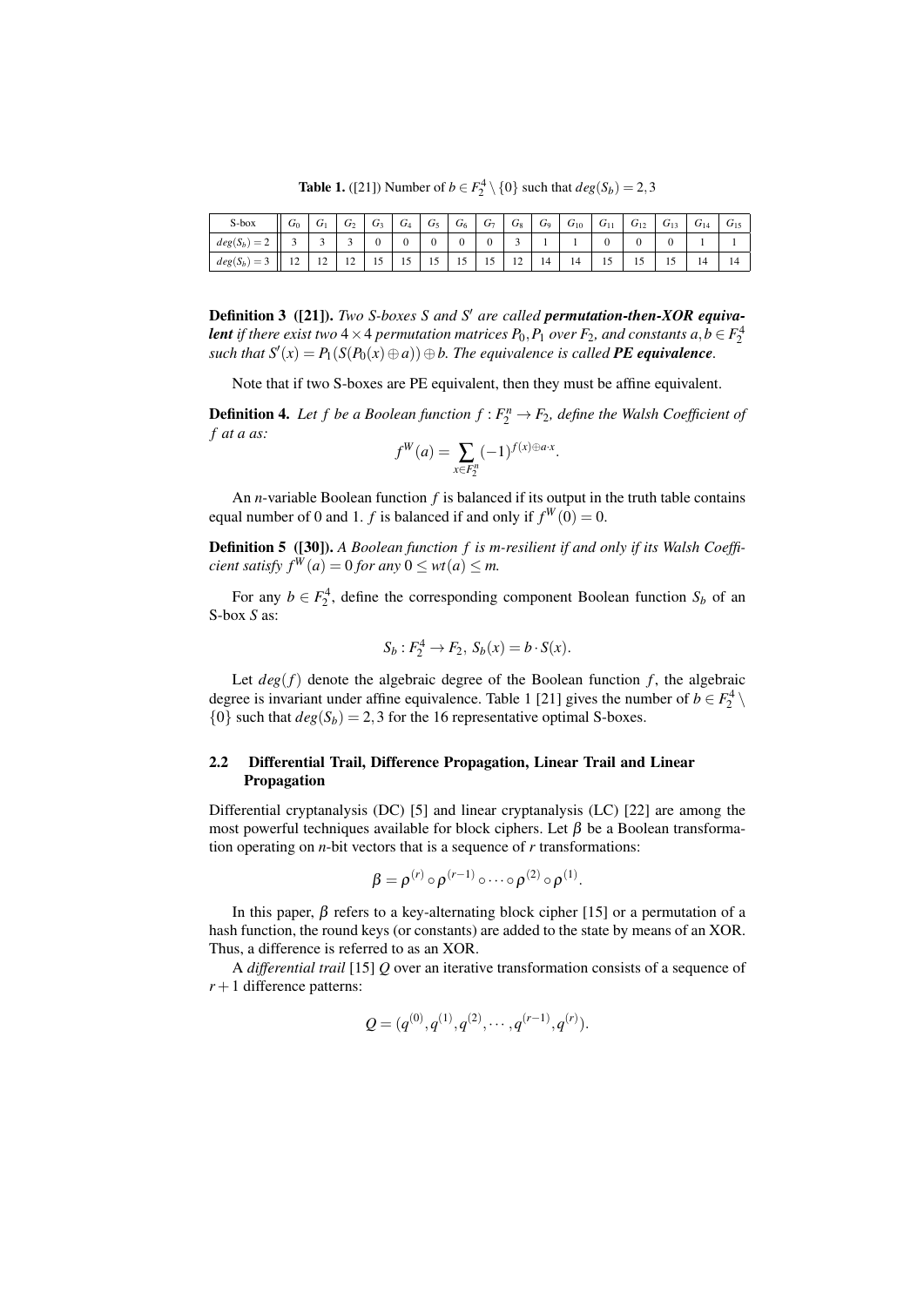**Table 1.** ([21]) Number of $b \in F_2^4 \setminus \{0\}$ such that $deg(S_b) = 2, 3$

| S-box | $G_0$ | $G_1$ | $G_2$ | $G_3$ | $G_4$ | $G_5$ | $G_6$ | $G_7$ | $G_8$ | $G_9$ | $G_{10}$ | $G_{11}$ | $G_{12}$ | $G_{13}$ | $G_{14}$ | $G_{15}$ |
|---|---|---|---|---|---|---|---|---|---|---|---|---|---|---|---|---|
| $deg(S_b) = 2$ | 3 | 3 | 3 | 0 | 0 | 0 | 0 | 0 | 3 | 1 | 1 | 0 | 0 | 0 | 1 | 1 |
| $deg(S_b) = 3$ | 12 | 12 | 12 | 15 | 15 | 15 | 15 | 15 | 12 | 14 | 14 | 15 | 15 | 15 | 14 | 14 |

**Definition 3 ([21]).** *Two S-boxes $S$ and $S'$ are called* ***permutation-then-XOR equivalent*** *if there exist two $4 \times 4$ permutation matrices $P_0, P_1$ over $F_2$, and constants $a, b \in F_2^4$ such that $S'(x) = P_1(S(P_0(x) \oplus a)) \oplus b$. The equivalence is called* ***PE equivalence****.*

Note that if two S-boxes are PE equivalent, then they must be affine equivalent.

**Definition 4.** *Let $f$ be a Boolean function $f : F_2^n \to F_2$, define the Walsh Coefficient of $f$ at $a$ as:*

$$f^W(a) = \sum_{x \in F_2^n} (-1)^{f(x) \oplus a \cdot x}.$$

An $n$-variable Boolean function $f$ is balanced if its output in the truth table contains equal number of 0 and 1. $f$ is balanced if and only if $f^W(0) = 0$.

**Definition 5 ([30]).** *A Boolean function $f$ is $m$-resilient if and only if its Walsh Coefficient satisfy $f^W(a) = 0$ for any $0 \leq wt(a) \leq m$.*

For any $b \in F_2^4$, define the corresponding component Boolean function $S_b$ of an S-box $S$ as:

$$S_b : F_2^4 \to F_2,\ S_b(x) = b \cdot S(x).$$

Let $deg(f)$ denote the algebraic degree of the Boolean function $f$, the algebraic degree is invariant under affine equivalence. Table 1 [21] gives the number of $b \in F_2^4 \setminus \{0\}$ such that $deg(S_b) = 2, 3$ for the 16 representative optimal S-boxes.

### 2.2 Differential Trail, Difference Propagation, Linear Trail and Linear Propagation

Differential cryptanalysis (DC) [5] and linear cryptanalysis (LC) [22] are among the most powerful techniques available for block ciphers. Let $\beta$ be a Boolean transformation operating on $n$-bit vectors that is a sequence of $r$ transformations:

$$\beta = \rho^{(r)} \circ \rho^{(r-1)} \circ \cdots \circ \rho^{(2)} \circ \rho^{(1)}.$$

In this paper, $\beta$ refers to a key-alternating block cipher [15] or a permutation of a hash function, the round keys (or constants) are added to the state by means of an XOR. Thus, a difference is referred to as an XOR.

A *differential trail* [15] $Q$ over an iterative transformation consists of a sequence of $r+1$ difference patterns:

$$Q = (q^{(0)}, q^{(1)}, q^{(2)}, \cdots, q^{(r-1)}, q^{(r)}).$$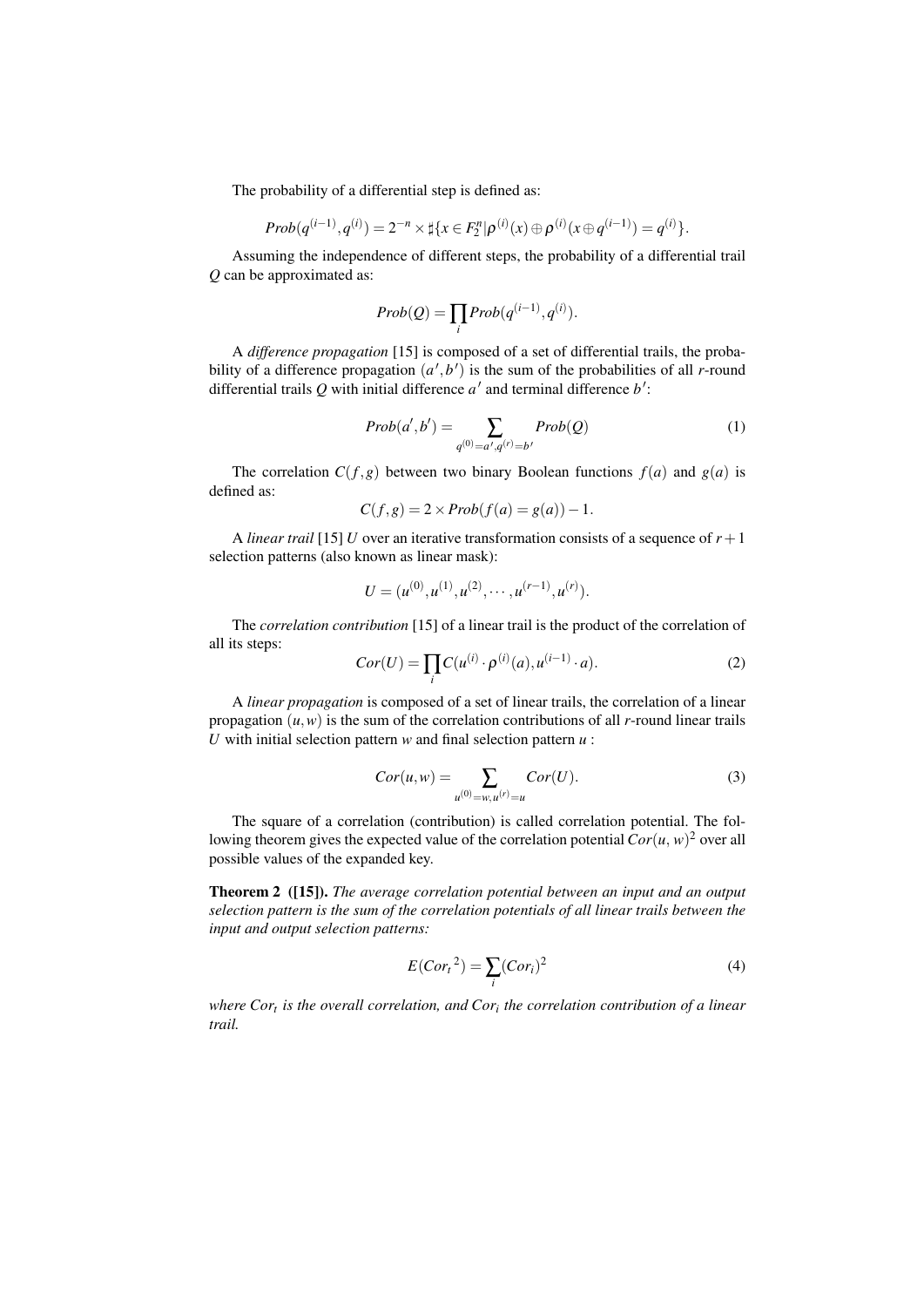The probability of a differential step is defined as:

$$Prob(q^{(i-1)}, q^{(i)}) = 2^{-n} \times \sharp\{x \in F_2^n | \rho^{(i)}(x) \oplus \rho^{(i)}(x \oplus q^{(i-1)}) = q^{(i)}\}.$$

Assuming the independence of different steps, the probability of a differential trail $Q$ can be approximated as:

$$Prob(Q) = \prod_i Prob(q^{(i-1)}, q^{(i)}).$$

A *difference propagation* [15] is composed of a set of differential trails, the probability of a difference propagation $(a', b')$ is the sum of the probabilities of all $r$-round differential trails $Q$ with initial difference $a'$ and terminal difference $b'$:

$$Prob(a', b') = \sum_{q^{(0)}=a', q^{(r)}=b'} Prob(Q) \tag{1}$$

The correlation $C(f, g)$ between two binary Boolean functions $f(a)$ and $g(a)$ is defined as:

$$C(f, g) = 2 \times Prob(f(a) = g(a)) - 1.$$

A *linear trail* [15] $U$ over an iterative transformation consists of a sequence of $r+1$ selection patterns (also known as linear mask):

$$U = (u^{(0)}, u^{(1)}, u^{(2)}, \cdots, u^{(r-1)}, u^{(r)}).$$

The *correlation contribution* [15] of a linear trail is the product of the correlation of all its steps:

$$Cor(U) = \prod_i C(u^{(i)} \cdot \rho^{(i)}(a), u^{(i-1)} \cdot a). \tag{2}$$

A *linear propagation* is composed of a set of linear trails, the correlation of a linear propagation $(u, w)$ is the sum of the correlation contributions of all $r$-round linear trails $U$ with initial selection pattern $w$ and final selection pattern $u$ :

$$Cor(u, w) = \sum_{u^{(0)}=w, u^{(r)}=u} Cor(U). \tag{3}$$

The square of a correlation (contribution) is called correlation potential. The following theorem gives the expected value of the correlation potential $Cor(u, w)^2$ over all possible values of the expanded key.

**Theorem 2 ([15]).** *The average correlation potential between an input and an output selection pattern is the sum of the correlation potentials of all linear trails between the input and output selection patterns:*

$$E({Cor_t}^2) = \sum_i (Cor_i)^2 \tag{4}$$

*where $Cor_t$ is the overall correlation, and $Cor_i$ the correlation contribution of a linear trail.*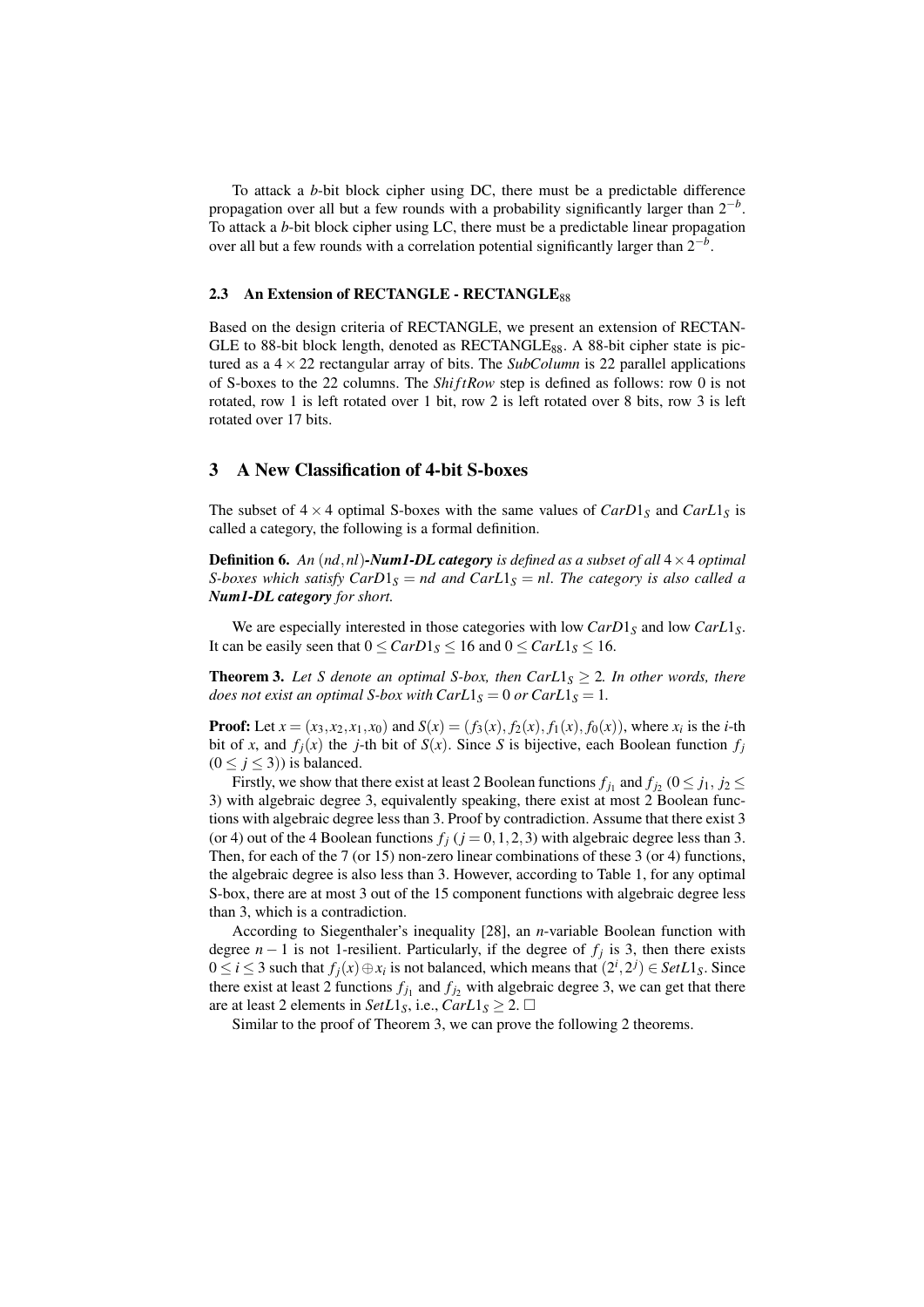To attack a $b$-bit block cipher using DC, there must be a predictable difference propagation over all but a few rounds with a probability significantly larger than $2^{-b}$. To attack a $b$-bit block cipher using LC, there must be a predictable linear propagation over all but a few rounds with a correlation potential significantly larger than $2^{-b}$.

### 2.3 An Extension of RECTANGLE - RECTANGLE$_{88}$

Based on the design criteria of RECTANGLE, we present an extension of RECTANGLE to 88-bit block length, denoted as RECTANGLE$_{88}$. A 88-bit cipher state is pictured as a $4 \times 22$ rectangular array of bits. The *SubColumn* is 22 parallel applications of S-boxes to the 22 columns. The *ShiftRow* step is defined as follows: row 0 is not rotated, row 1 is left rotated over 1 bit, row 2 is left rotated over 8 bits, row 3 is left rotated over 17 bits.

## 3 A New Classification of 4-bit S-boxes

The subset of $4 \times 4$ optimal S-boxes with the same values of $CarD1_S$ and $CarL1_S$ is called a category, the following is a formal definition.

**Definition 6.** *An* $(nd, nl)$***-Num1-DL category*** *is defined as a subset of all* $4 \times 4$ *optimal S-boxes which satisfy* $CarD1_S = nd$ *and* $CarL1_S = nl$*. The category is also called a* ***Num1-DL category*** *for short.*

We are especially interested in those categories with low $CarD1_S$ and low $CarL1_S$. It can be easily seen that $0 \leq CarD1_S \leq 16$ and $0 \leq CarL1_S \leq 16$.

**Theorem 3.** *Let S denote an optimal S-box, then* $CarL1_S \geq 2$*. In other words, there does not exist an optimal S-box with* $CarL1_S = 0$ *or* $CarL1_S = 1$*.*

**Proof:** Let $x = (x_3, x_2, x_1, x_0)$ and $S(x) = (f_3(x), f_2(x), f_1(x), f_0(x))$, where $x_i$ is the $i$-th bit of $x$, and $f_j(x)$ the $j$-th bit of $S(x)$. Since $S$ is bijective, each Boolean function $f_j$ $(0 \leq j \leq 3))$ is balanced.

Firstly, we show that there exist at least 2 Boolean functions $f_{j_1}$ and $f_{j_2}$ $(0 \leq j_1, j_2 \leq 3)$ with algebraic degree 3, equivalently speaking, there exist at most 2 Boolean functions with algebraic degree less than 3. Proof by contradiction. Assume that there exist 3 (or 4) out of the 4 Boolean functions $f_j$ $(j = 0,1,2,3)$ with algebraic degree less than 3. Then, for each of the 7 (or 15) non-zero linear combinations of these 3 (or 4) functions, the algebraic degree is also less than 3. However, according to Table 1, for any optimal S-box, there are at most 3 out of the 15 component functions with algebraic degree less than 3, which is a contradiction.

According to Siegenthaler's inequality [28], an $n$-variable Boolean function with degree $n-1$ is not 1-resilient. Particularly, if the degree of $f_j$ is 3, then there exists $0 \leq i \leq 3$ such that $f_j(x) \oplus x_i$ is not balanced, which means that $(2^i, 2^j) \in SetL1_S$. Since there exist at least 2 functions $f_{j_1}$ and $f_{j_2}$ with algebraic degree 3, we can get that there are at least 2 elements in $SetL1_S$, i.e., $CarL1_S \geq 2$. □

Similar to the proof of Theorem 3, we can prove the following 2 theorems.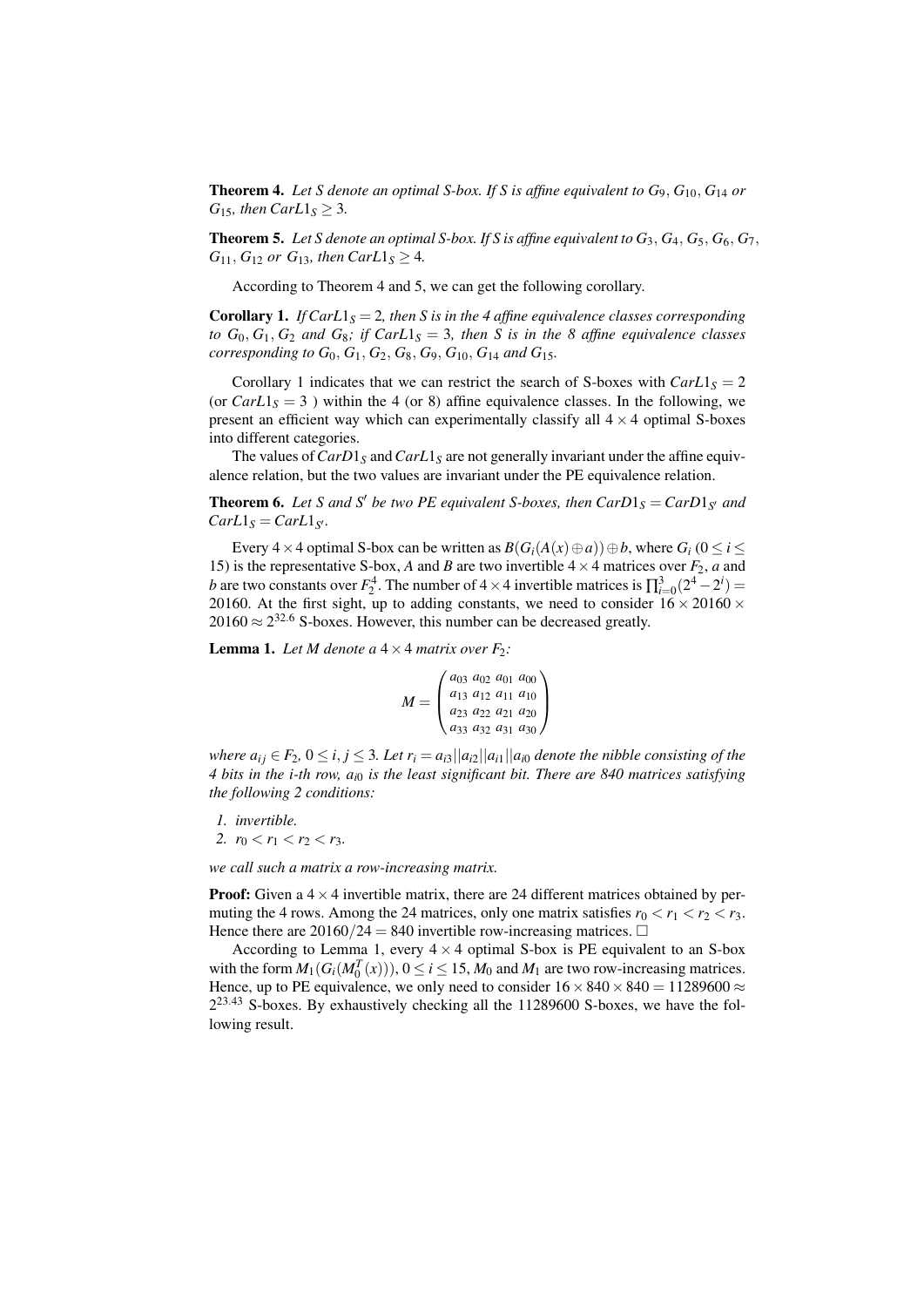**Theorem 4.** *Let $S$ denote an optimal S-box. If $S$ is affine equivalent to $G_9, G_{10}, G_{14}$ or $G_{15}$, then $CarL1_S \geq 3$.*

**Theorem 5.** *Let $S$ denote an optimal S-box. If $S$ is affine equivalent to $G_3$, $G_4$, $G_5$, $G_6$, $G_7$, $G_{11}$, $G_{12}$ or $G_{13}$, then $CarL1_S \geq 4$.*

According to Theorem 4 and 5, we can get the following corollary.

**Corollary 1.** *If $CarL1_S = 2$, then $S$ is in the 4 affine equivalence classes corresponding to $G_0, G_1, G_2$ and $G_8$; if $CarL1_S = 3$, then $S$ is in the 8 affine equivalence classes corresponding to $G_0$, $G_1$, $G_2$, $G_8$, $G_9$, $G_{10}$, $G_{14}$ and $G_{15}$.*

Corollary 1 indicates that we can restrict the search of S-boxes with $CarL1_S = 2$ (or $CarL1_S = 3$ ) within the 4 (or 8) affine equivalence classes. In the following, we present an efficient way which can experimentally classify all $4 \times 4$ optimal S-boxes into different categories.

The values of $CarD1_S$ and $CarL1_S$ are not generally invariant under the affine equivalence relation, but the two values are invariant under the PE equivalence relation.

**Theorem 6.** *Let $S$ and $S'$ be two PE equivalent S-boxes, then $CarD1_S = CarD1_{S'}$ and $CarL1_S = CarL1_{S'}$.*

Every $4 \times 4$ optimal S-box can be written as $B(G_i(A(x) \oplus a)) \oplus b$, where $G_i$ $(0 \leq i \leq 15)$ is the representative S-box, $A$ and $B$ are two invertible $4 \times 4$ matrices over $F_2$, $a$ and $b$ are two constants over $F_2^4$. The number of $4 \times 4$ invertible matrices is $\prod_{i=0}^{3}(2^4 - 2^i) = 20160$. At the first sight, up to adding constants, we need to consider $16 \times 20160 \times 20160 \approx 2^{32.6}$ S-boxes. However, this number can be decreased greatly.

**Lemma 1.** *Let $M$ denote a $4 \times 4$ matrix over $F_2$:*

$$M = \begin{pmatrix} a_{03} & a_{02} & a_{01} & a_{00} \\ a_{13} & a_{12} & a_{11} & a_{10} \\ a_{23} & a_{22} & a_{21} & a_{20} \\ a_{33} & a_{32} & a_{31} & a_{30} \end{pmatrix}$$

*where $a_{ij} \in F_2$, $0 \leq i, j \leq 3$. Let $r_i = a_{i3}||a_{i2}||a_{i1}||a_{i0}$ denote the nibble consisting of the 4 bits in the i-th row, $a_{i0}$ is the least significant bit. There are 840 matrices satisfying the following 2 conditions:*

1. *invertible.*
2. *$r_0 < r_1 < r_2 < r_3$.*

*we call such a matrix a row-increasing matrix.*

**Proof:** Given a $4 \times 4$ invertible matrix, there are 24 different matrices obtained by permuting the 4 rows. Among the 24 matrices, only one matrix satisfies $r_0 < r_1 < r_2 < r_3$. Hence there are $20160/24 = 840$ invertible row-increasing matrices. □

According to Lemma 1, every $4 \times 4$ optimal S-box is PE equivalent to an S-box with the form $M_1(G_i(M_0^T(x)))$, $0 \leq i \leq 15$, $M_0$ and $M_1$ are two row-increasing matrices. Hence, up to PE equivalence, we only need to consider $16 \times 840 \times 840 = 11289600 \approx 2^{23.43}$ S-boxes. By exhaustively checking all the 11289600 S-boxes, we have the following result.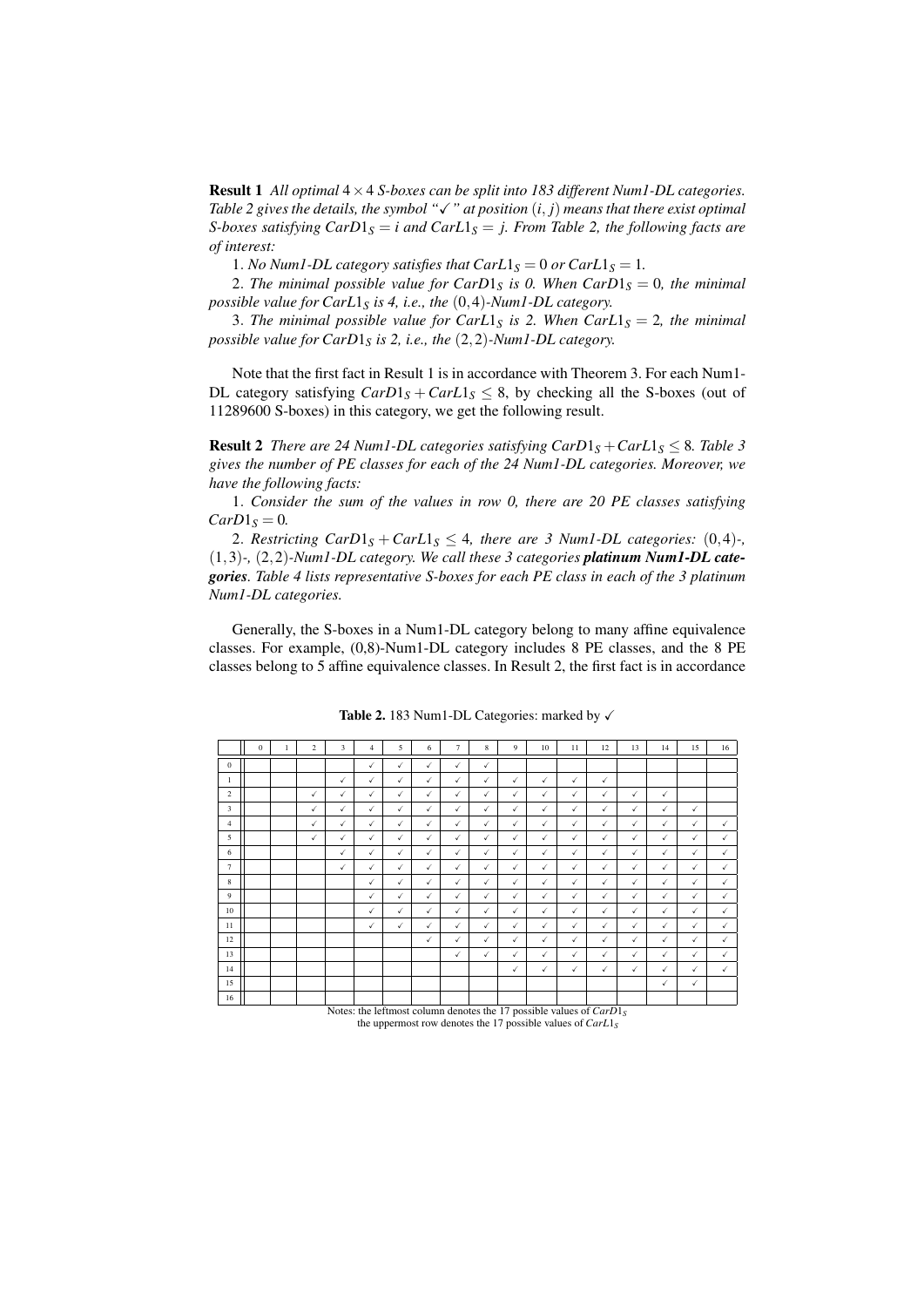**Result 1** *All optimal $4 \times 4$ S-boxes can be split into 183 different Num1-DL categories. Table 2 gives the details, the symbol "✓" at position $(i, j)$ means that there exist optimal S-boxes satisfying $CarD1_S = i$ and $CarL1_S = j$. From Table 2, the following facts are of interest:*

1. *No Num1-DL category satisfies that $CarL1_S = 0$ or $CarL1_S = 1$.*

2. *The minimal possible value for $CarD1_S$ is 0. When $CarD1_S = 0$, the minimal possible value for $CarL1_S$ is 4, i.e., the $(0,4)$-Num1-DL category.*

3. *The minimal possible value for $CarL1_S$ is 2. When $CarL1_S = 2$, the minimal possible value for $CarD1_S$ is 2, i.e., the $(2,2)$-Num1-DL category.*

Note that the first fact in Result 1 is in accordance with Theorem 3. For each Num1-DL category satisfying $CarD1_S + CarL1_S \leq 8$, by checking all the S-boxes (out of 11289600 S-boxes) in this category, we get the following result.

**Result 2** *There are 24 Num1-DL categories satisfying $CarD1_S + CarL1_S \leq 8$. Table 3 gives the number of PE classes for each of the 24 Num1-DL categories. Moreover, we have the following facts:*

1. *Consider the sum of the values in row 0, there are 20 PE classes satisfying $CarD1_S = 0$.*

2. *Restricting $CarD1_S + CarL1_S \leq 4$, there are 3 Num1-DL categories: $(0,4)$-, $(1,3)$-, $(2,2)$-Num1-DL category. We call these 3 categories* ***platinum Num1-DL categories****. Table 4 lists representative S-boxes for each PE class in each of the 3 platinum Num1-DL categories.*

Generally, the S-boxes in a Num1-DL category belong to many affine equivalence classes. For example, (0,8)-Num1-DL category includes 8 PE classes, and the 8 PE classes belong to 5 affine equivalence classes. In Result 2, the first fact is in accordance

**Table 2.** 183 Num1-DL Categories: marked by ✓

| | 0 | 1 | 2 | 3 | 4 | 5 | 6 | 7 | 8 | 9 | 10 | 11 | 12 | 13 | 14 | 15 | 16 |
|---|---|---|---|---|---|---|---|---|---|---|---|---|---|---|---|---|---|
| 0 | | | | | ✓ | ✓ | ✓ | ✓ | ✓ | | | | | | | | |
| 1 | | | | ✓ | ✓ | ✓ | ✓ | ✓ | ✓ | ✓ | ✓ | ✓ | ✓ | | | | |
| 2 | | | ✓ | ✓ | ✓ | ✓ | ✓ | ✓ | ✓ | ✓ | ✓ | ✓ | ✓ | ✓ | ✓ | | |
| 3 | | | ✓ | ✓ | ✓ | ✓ | ✓ | ✓ | ✓ | ✓ | ✓ | ✓ | ✓ | ✓ | ✓ | ✓ | |
| 4 | | | ✓ | ✓ | ✓ | ✓ | ✓ | ✓ | ✓ | ✓ | ✓ | ✓ | ✓ | ✓ | ✓ | ✓ | ✓ |
| 5 | | | ✓ | ✓ | ✓ | ✓ | ✓ | ✓ | ✓ | ✓ | ✓ | ✓ | ✓ | ✓ | ✓ | ✓ | ✓ |
| 6 | | | | ✓ | ✓ | ✓ | ✓ | ✓ | ✓ | ✓ | ✓ | ✓ | ✓ | ✓ | ✓ | ✓ | ✓ |
| 7 | | | | ✓ | ✓ | ✓ | ✓ | ✓ | ✓ | ✓ | ✓ | ✓ | ✓ | ✓ | ✓ | ✓ | ✓ |
| 8 | | | | | ✓ | ✓ | ✓ | ✓ | ✓ | ✓ | ✓ | ✓ | ✓ | ✓ | ✓ | ✓ | ✓ |
| 9 | | | | | ✓ | ✓ | ✓ | ✓ | ✓ | ✓ | ✓ | ✓ | ✓ | ✓ | ✓ | ✓ | ✓ |
| 10 | | | | | ✓ | ✓ | ✓ | ✓ | ✓ | ✓ | ✓ | ✓ | ✓ | ✓ | ✓ | ✓ | ✓ |
| 11 | | | | | ✓ | ✓ | ✓ | ✓ | ✓ | ✓ | ✓ | ✓ | ✓ | ✓ | ✓ | ✓ | ✓ |
| 12 | | | | | | | ✓ | ✓ | ✓ | ✓ | ✓ | ✓ | ✓ | ✓ | ✓ | ✓ | ✓ |
| 13 | | | | | | | | ✓ | ✓ | ✓ | ✓ | ✓ | ✓ | ✓ | ✓ | ✓ | ✓ |
| 14 | | | | | | | | | | ✓ | ✓ | ✓ | ✓ | ✓ | ✓ | ✓ | ✓ |
| 15 | | | | | | | | | | | | | | | ✓ | ✓ | |
| 16 | | | | | | | | | | | | | | | | | |

Notes: the leftmost column denotes the 17 possible values of $CarD1_S$
the uppermost row denotes the 17 possible values of $CarL1_S$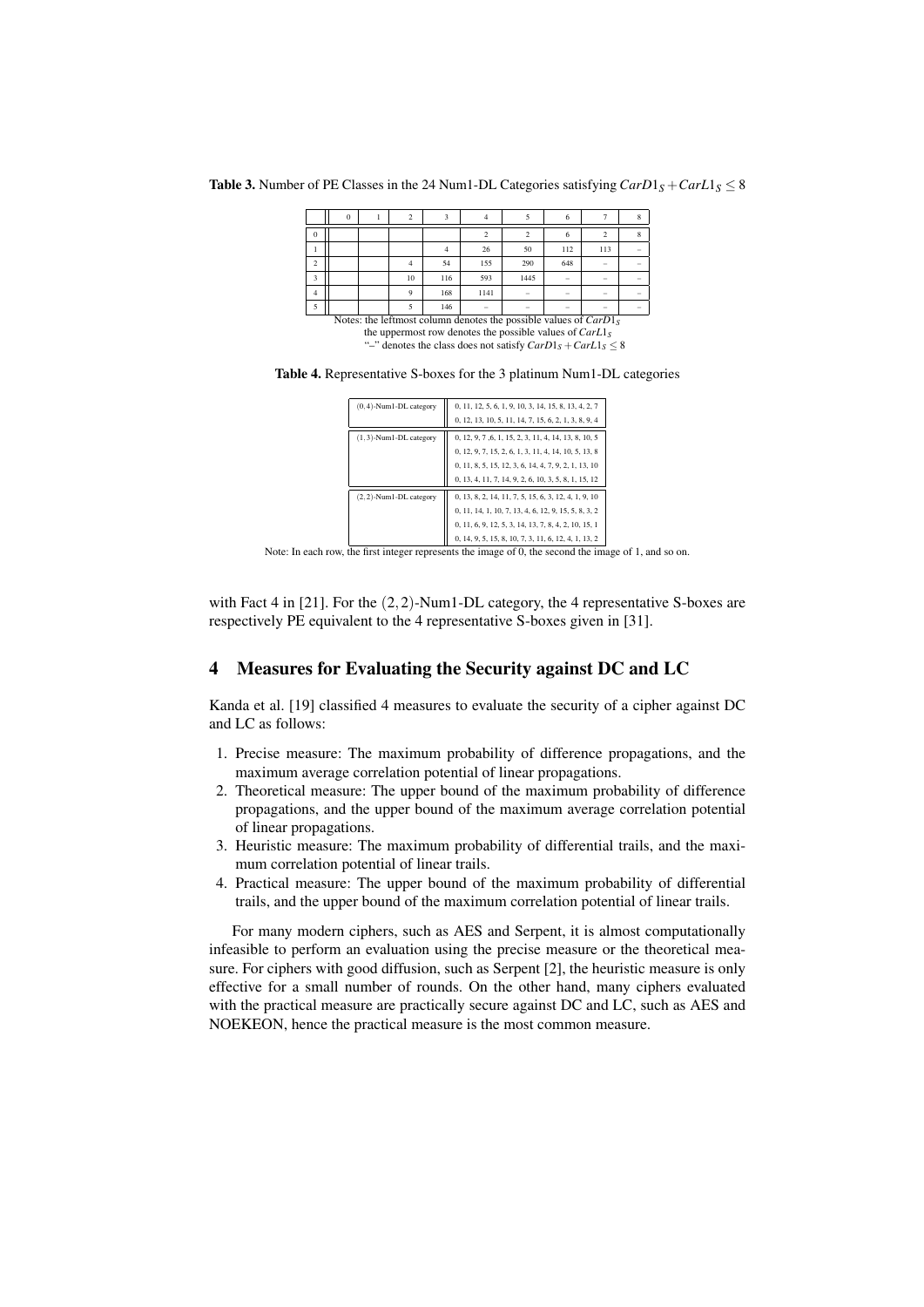**Table 3.** Number of PE Classes in the 24 Num1-DL Categories satisfying $CarD1_S + CarL1_S \leq 8$

| | 0 | 1 | 2 | 3 | 4 | 5 | 6 | 7 | 8 |
|---|---|---|---|---|---|---|---|---|---|
| 0 | | | | | 2 | 2 | 6 | 2 | 8 |
| 1 | | | | 4 | 26 | 50 | 112 | 113 | – |
| 2 | | | 4 | 54 | 155 | 290 | 648 | – | – |
| 3 | | | 10 | 116 | 593 | 1445 | – | – | – |
| 4 | | | 9 | 168 | 1141 | – | – | – | – |
| 5 | | | 5 | 146 | – | – | – | – | – |

Notes: the leftmost column denotes the possible values of $CarD1_S$
the uppermost row denotes the possible values of $CarL1_S$
"–" denotes the class does not satisfy $CarD1_S + CarL1_S \leq 8$

**Table 4.** Representative S-boxes for the 3 platinum Num1-DL categories

| Category | Representative S-boxes |
|---|---|
| $(0,4)$-Num1-DL category | 0, 11, 12, 5, 6, 1, 9, 10, 3, 14, 15, 8, 13, 4, 2, 7 |
| | 0, 12, 13, 10, 5, 11, 14, 7, 15, 6, 2, 1, 3, 8, 9, 4 |
| $(1,3)$-Num1-DL category | 0, 12, 9, 7 ,6, 1, 15, 2, 3, 11, 4, 14, 13, 8, 10, 5 |
| | 0, 12, 9, 7, 15, 2, 6, 1, 3, 11, 4, 14, 10, 5, 13, 8 |
| | 0, 11, 8, 5, 15, 12, 3, 6, 14, 4, 7, 9, 2, 1, 13, 10 |
| | 0, 13, 4, 11, 7, 14, 9, 2, 6, 10, 3, 5, 8, 1, 15, 12 |
| $(2,2)$-Num1-DL category | 0, 13, 8, 2, 14, 11, 7, 5, 15, 6, 3, 12, 4, 1, 9, 10 |
| | 0, 11, 14, 1, 10, 7, 13, 4, 6, 12, 9, 15, 5, 8, 3, 2 |
| | 0, 11, 6, 9, 12, 5, 3, 14, 13, 7, 8, 4, 2, 10, 15, 1 |
| | 0, 14, 9, 5, 15, 8, 10, 7, 3, 11, 6, 12, 4, 1, 13, 2 |

Note: In each row, the first integer represents the image of 0, the second the image of 1, and so on.

with Fact 4 in [21]. For the $(2,2)$-Num1-DL category, the 4 representative S-boxes are respectively PE equivalent to the 4 representative S-boxes given in [31].

## 4 Measures for Evaluating the Security against DC and LC

Kanda et al. [19] classified 4 measures to evaluate the security of a cipher against DC and LC as follows:

1. Precise measure: The maximum probability of difference propagations, and the maximum average correlation potential of linear propagations.
2. Theoretical measure: The upper bound of the maximum probability of difference propagations, and the upper bound of the maximum average correlation potential of linear propagations.
3. Heuristic measure: The maximum probability of differential trails, and the maximum correlation potential of linear trails.
4. Practical measure: The upper bound of the maximum probability of differential trails, and the upper bound of the maximum correlation potential of linear trails.

For many modern ciphers, such as AES and Serpent, it is almost computationally infeasible to perform an evaluation using the precise measure or the theoretical measure. For ciphers with good diffusion, such as Serpent [2], the heuristic measure is only effective for a small number of rounds. On the other hand, many ciphers evaluated with the practical measure are practically secure against DC and LC, such as AES and NOEKEON, hence the practical measure is the most common measure.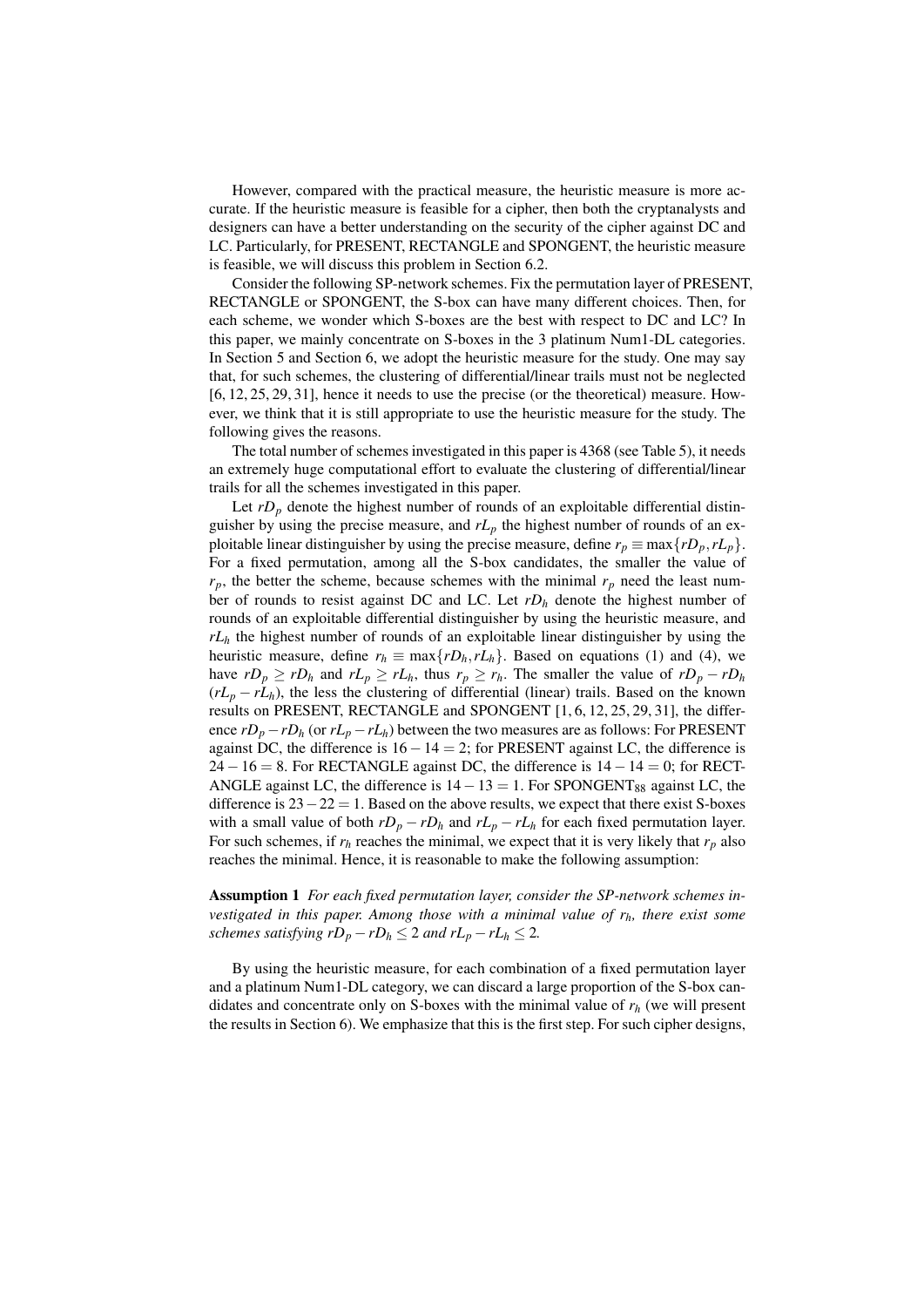However, compared with the practical measure, the heuristic measure is more accurate. If the heuristic measure is feasible for a cipher, then both the cryptanalysts and designers can have a better understanding on the security of the cipher against DC and LC. Particularly, for PRESENT, RECTANGLE and SPONGENT, the heuristic measure is feasible, we will discuss this problem in Section 6.2.

Consider the following SP-network schemes. Fix the permutation layer of PRESENT, RECTANGLE or SPONGENT, the S-box can have many different choices. Then, for each scheme, we wonder which S-boxes are the best with respect to DC and LC? In this paper, we mainly concentrate on S-boxes in the 3 platinum Num1-DL categories. In Section 5 and Section 6, we adopt the heuristic measure for the study. One may say that, for such schemes, the clustering of differential/linear trails must not be neglected [6, 12, 25, 29, 31], hence it needs to use the precise (or the theoretical) measure. However, we think that it is still appropriate to use the heuristic measure for the study. The following gives the reasons.

The total number of schemes investigated in this paper is 4368 (see Table 5), it needs an extremely huge computational effort to evaluate the clustering of differential/linear trails for all the schemes investigated in this paper.

Let $rD_p$ denote the highest number of rounds of an exploitable differential distinguisher by using the precise measure, and $rL_p$ the highest number of rounds of an exploitable linear distinguisher by using the precise measure, define $r_p \equiv \max\{rD_p, rL_p\}$. For a fixed permutation, among all the S-box candidates, the smaller the value of $r_p$, the better the scheme, because schemes with the minimal $r_p$ need the least number of rounds to resist against DC and LC. Let $rD_h$ denote the highest number of rounds of an exploitable differential distinguisher by using the heuristic measure, and $rL_h$ the highest number of rounds of an exploitable linear distinguisher by using the heuristic measure, define $r_h \equiv \max\{rD_h, rL_h\}$. Based on equations (1) and (4), we have $rD_p \geq rD_h$ and $rL_p \geq rL_h$, thus $r_p \geq r_h$. The smaller the value of $rD_p - rD_h$ ($rL_p - rL_h$), the less the clustering of differential (linear) trails. Based on the known results on PRESENT, RECTANGLE and SPONGENT [1, 6, 12, 25, 29, 31], the difference $rD_p - rD_h$ (or $rL_p - rL_h$) between the two measures are as follows: For PRESENT against DC, the difference is $16 - 14 = 2$; for PRESENT against LC, the difference is $24 - 16 = 8$. For RECTANGLE against DC, the difference is $14 - 14 = 0$; for RECTANGLE against LC, the difference is $14 - 13 = 1$. For SPONGENT$_{88}$ against LC, the difference is $23 - 22 = 1$. Based on the above results, we expect that there exist S-boxes with a small value of both $rD_p - rD_h$ and $rL_p - rL_h$ for each fixed permutation layer. For such schemes, if $r_h$ reaches the minimal, we expect that it is very likely that $r_p$ also reaches the minimal. Hence, it is reasonable to make the following assumption:

**Assumption 1** *For each fixed permutation layer, consider the SP-network schemes investigated in this paper. Among those with a minimal value of $r_h$, there exist some schemes satisfying $rD_p - rD_h \leq 2$ and $rL_p - rL_h \leq 2$.*

By using the heuristic measure, for each combination of a fixed permutation layer and a platinum Num1-DL category, we can discard a large proportion of the S-box candidates and concentrate only on S-boxes with the minimal value of $r_h$ (we will present the results in Section 6). We emphasize that this is the first step. For such cipher designs,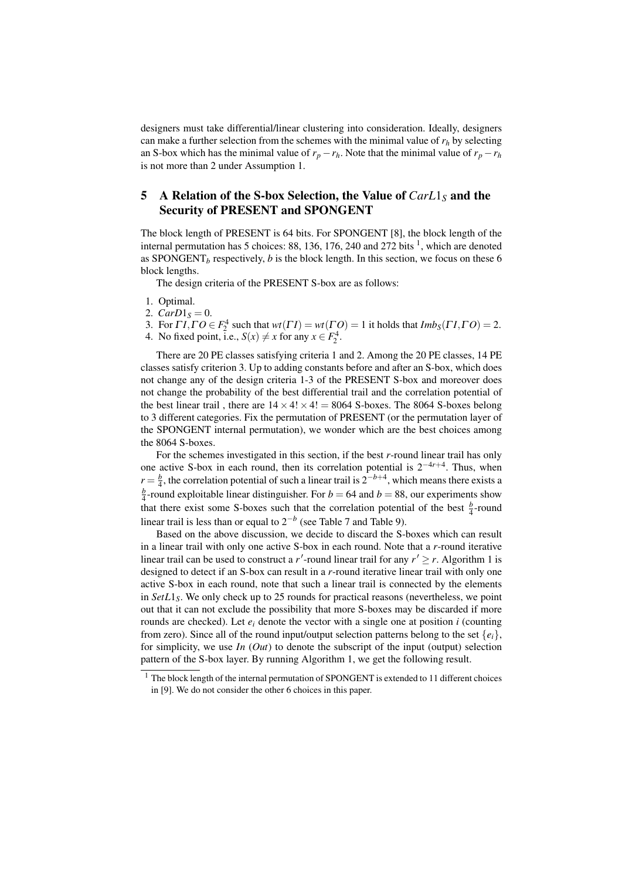designers must take differential/linear clustering into consideration. Ideally, designers can make a further selection from the schemes with the minimal value of $r_h$ by selecting an S-box which has the minimal value of $r_p - r_h$. Note that the minimal value of $r_p - r_h$ is not more than 2 under Assumption 1.

## 5 A Relation of the S-box Selection, the Value of $CarL1_S$ and the Security of PRESENT and SPONGENT

The block length of PRESENT is 64 bits. For SPONGENT [8], the block length of the internal permutation has 5 choices: 88, 136, 176, 240 and 272 bits [1], which are denoted as SPONGENT$_b$ respectively, $b$ is the block length. In this section, we focus on these 6 block lengths.

The design criteria of the PRESENT S-box are as follows:

1. Optimal.
2. $CarD1_S = 0$.
3. For $\Gamma I, \Gamma O \in F_2^4$ such that $wt(\Gamma I) = wt(\Gamma O) = 1$ it holds that $Imb_S(\Gamma I, \Gamma O) = 2$.
4. No fixed point, i.e., $S(x) \neq x$ for any $x \in F_2^4$.

There are 20 PE classes satisfying criteria 1 and 2. Among the 20 PE classes, 14 PE classes satisfy criterion 3. Up to adding constants before and after an S-box, which does not change any of the design criteria 1-3 of the PRESENT S-box and moreover does not change the probability of the best differential trail and the correlation potential of the best linear trail , there are $14 \times 4! \times 4! = 8064$ S-boxes. The 8064 S-boxes belong to 3 different categories. Fix the permutation of PRESENT (or the permutation layer of the SPONGENT internal permutation), we wonder which are the best choices among the 8064 S-boxes.

For the schemes investigated in this section, if the best $r$-round linear trail has only one active S-box in each round, then its correlation potential is $2^{-4r+4}$. Thus, when $r = \frac{b}{4}$, the correlation potential of such a linear trail is $2^{-b+4}$, which means there exists a $\frac{b}{4}$-round exploitable linear distinguisher. For $b = 64$ and $b = 88$, our experiments show that there exist some S-boxes such that the correlation potential of the best $\frac{b}{4}$-round linear trail is less than or equal to $2^{-b}$ (see Table 7 and Table 9).

Based on the above discussion, we decide to discard the S-boxes which can result in a linear trail with only one active S-box in each round. Note that a $r$-round iterative linear trail can be used to construct a $r'$-round linear trail for any $r' \geq r$. Algorithm 1 is designed to detect if an S-box can result in a $r$-round iterative linear trail with only one active S-box in each round, note that such a linear trail is connected by the elements in $SetL1_S$. We only check up to 25 rounds for practical reasons (nevertheless, we point out that it can not exclude the possibility that more S-boxes may be discarded if more rounds are checked). Let $e_i$ denote the vector with a single one at position $i$ (counting from zero). Since all of the round input/output selection patterns belong to the set $\{e_i\}$, for simplicity, we use $In$ ($Out$) to denote the subscript of the input (output) selection pattern of the S-box layer. By running Algorithm 1, we get the following result.

[1] The block length of the internal permutation of SPONGENT is extended to 11 different choices in [9]. We do not consider the other 6 choices in this paper.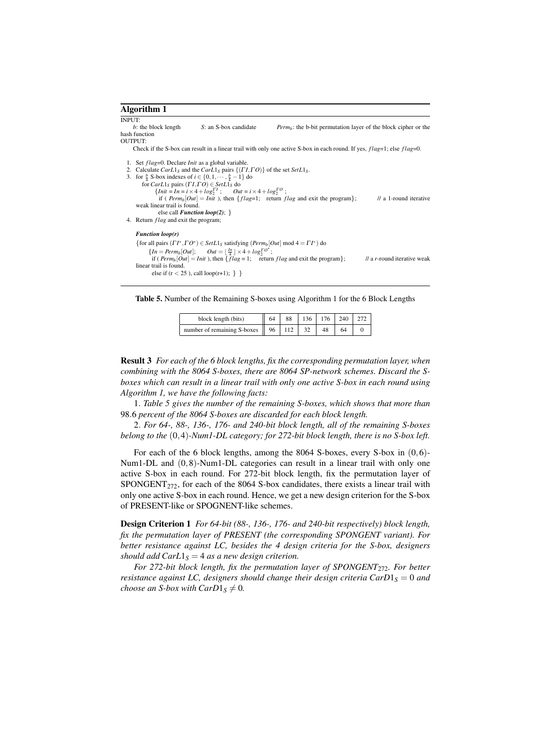**Algorithm 1**

INPUT:
$b$: the block length $S$: an S-box candidate $Perm_b$: the b-bit permutation layer of the block cipher or the hash function

OUTPUT:
Check if the S-box can result in a linear trail with only one active S-box in each round. If yes, $flag$=1; else $flag$=0.

1. Set $flag$=0. Declare $Init$ as a global variable.
2. Calculate $CarL1_S$ and the $CarL1_S$ pairs $\{(\Gamma I, \Gamma O)\}$ of the set $SetL1_S$.
3. for $\frac{b}{4}$ S-box indexes of $i \in \{0, 1, \cdots, \frac{b}{4} - 1\}$ do
   for $CarL1_S$ pairs $(\Gamma I, \Gamma O) \in SetL1_S$ do
   $\{Init = In = i \times 4 + log_2^{\Gamma I}$; $Out = i \times 4 + log_2^{\Gamma O}$;
   if ( $Perm_b[Out] = Init$ ), then $\{flag$=1; return $flag$ and exit the program$\}$; // a 1-round iterative weak linear trail is found.
   else call ***Function loop(2)***; $\}$
4. Return $flag$ and exit the program;

***Function loop(r)***

$\{$for all pairs $(\Gamma I^*, \Gamma O^*) \in SetL1_S$ satisfying $(Perm_b[Out] \bmod 4 = \Gamma I^*)$ do
$\{In = Perm_b[Out]$; $Out = \lfloor \frac{In}{4} \rfloor \times 4 + log_2^{\Gamma O^*}$;
if ( $Perm_b[Out] = Init$ ), then $\{flag = 1$; return $flag$ and exit the program$\}$; // a $r$-round iterative weak linear trail is found.
else if (r < 25 ), call loop(r+1); $\}$ $\}$

**Table 5.** Number of the Remaining S-boxes using Algorithm 1 for the 6 Block Lengths

| block length (bits) | 64 | 88 | 136 | 176 | 240 | 272 |
|---|---|---|---|---|---|---|
| number of remaining S-boxes | 96 | 112 | 32 | 48 | 64 | 0 |

**Result 3** *For each of the 6 block lengths, fix the corresponding permutation layer, when combining with the 8064 S-boxes, there are 8064 SP-network schemes. Discard the S-boxes which can result in a linear trail with only one active S-box in each round using Algorithm 1, we have the following facts:*

1. *Table 5 gives the number of the remaining S-boxes, which shows that more than* 98.6 *percent of the 8064 S-boxes are discarded for each block length.*

2. *For 64-, 88-, 136-, 176- and 240-bit block length, all of the remaining S-boxes belong to the* $(0,4)$*-Num1-DL category; for 272-bit block length, there is no S-box left.*

For each of the 6 block lengths, among the 8064 S-boxes, every S-box in $(0,6)$-Num1-DL and $(0,8)$-Num1-DL categories can result in a linear trail with only one active S-box in each round. For 272-bit block length, fix the permutation layer of $\text{SPONGENT}_{272}$, for each of the 8064 S-box candidates, there exists a linear trail with only one active S-box in each round. Hence, we get a new design criterion for the S-box of PRESENT-like or SPOGNENT-like schemes.

**Design Criterion 1** *For 64-bit (88-, 136-, 176- and 240-bit respectively) block length, fix the permutation layer of PRESENT (the corresponding SPONGENT variant). For better resistance against LC, besides the 4 design criteria for the S-box, designers should add* $CarL1_S = 4$ *as a new design criterion.*

*For 272-bit block length, fix the permutation layer of* $\text{SPONGENT}_{272}$*. For better resistance against LC, designers should change their design criteria* $CarD1_S = 0$ *and choose an S-box with* $CarD1_S \neq 0$*.*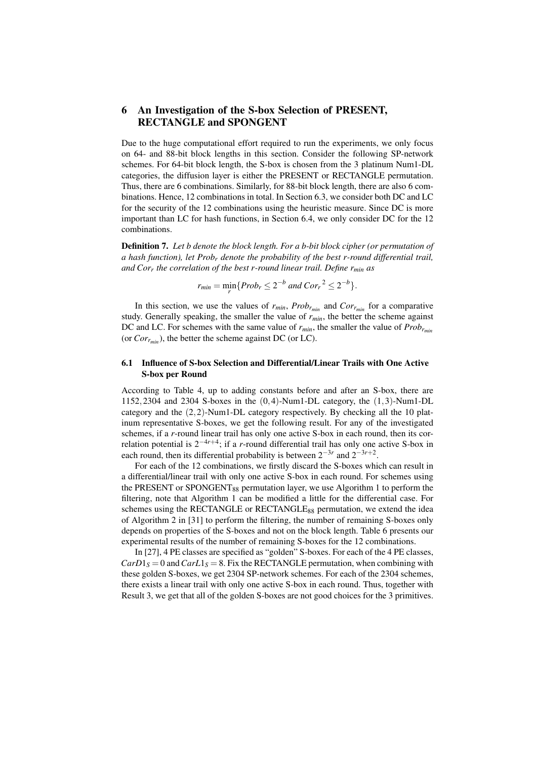## 6 An Investigation of the S-box Selection of PRESENT, RECTANGLE and SPONGENT

Due to the huge computational effort required to run the experiments, we only focus on 64- and 88-bit block lengths in this section. Consider the following SP-network schemes. For 64-bit block length, the S-box is chosen from the 3 platinum Num1-DL categories, the diffusion layer is either the PRESENT or RECTANGLE permutation. Thus, there are 6 combinations. Similarly, for 88-bit block length, there are also 6 combinations. Hence, 12 combinations in total. In Section 6.3, we consider both DC and LC for the security of the 12 combinations using the heuristic measure. Since DC is more important than LC for hash functions, in Section 6.4, we only consider DC for the 12 combinations.

**Definition 7.** *Let $b$ denote the block length. For a $b$-bit block cipher (or permutation of a hash function), let $Prob_r$ denote the probability of the best $r$-round differential trail, and $Cor_r$ the correlation of the best $r$-round linear trail. Define $r_{min}$ as*

$$r_{min} = \min_r \{Prob_r \leq 2^{-b} \text{ and } {Cor_r}^2 \leq 2^{-b}\}.$$

In this section, we use the values of $r_{min}$, $Prob_{r_{min}}$ and $Cor_{r_{min}}$ for a comparative study. Generally speaking, the smaller the value of $r_{min}$, the better the scheme against DC and LC. For schemes with the same value of $r_{min}$, the smaller the value of $Prob_{r_{min}}$ (or $Cor_{r_{min}}$), the better the scheme against DC (or LC).

### 6.1 Influence of S-box Selection and Differential/Linear Trails with One Active S-box per Round

According to Table 4, up to adding constants before and after an S-box, there are 1152, 2304 and 2304 S-boxes in the $(0,4)$-Num1-DL category, the $(1,3)$-Num1-DL category and the $(2,2)$-Num1-DL category respectively. By checking all the 10 platinum representative S-boxes, we get the following result. For any of the investigated schemes, if a $r$-round linear trail has only one active S-box in each round, then its correlation potential is $2^{-4r+4}$; if a $r$-round differential trail has only one active S-box in each round, then its differential probability is between $2^{-3r}$ and $2^{-3r+2}$.

For each of the 12 combinations, we firstly discard the S-boxes which can result in a differential/linear trail with only one active S-box in each round. For schemes using the PRESENT or $\text{SPONGENT}_{88}$ permutation layer, we use Algorithm 1 to perform the filtering, note that Algorithm 1 can be modified a little for the differential case. For schemes using the RECTANGLE or $\text{RECTANGLE}_{88}$ permutation, we extend the idea of Algorithm 2 in [31] to perform the filtering, the number of remaining S-boxes only depends on properties of the S-boxes and not on the block length. Table 6 presents our experimental results of the number of remaining S-boxes for the 12 combinations.

In [27], 4 PE classes are specified as "golden" S-boxes. For each of the 4 PE classes, $CarD1_S = 0$ and $CarL1_S = 8$. Fix the RECTANGLE permutation, when combining with these golden S-boxes, we get 2304 SP-network schemes. For each of the 2304 schemes, there exists a linear trail with only one active S-box in each round. Thus, together with Result 3, we get that all of the golden S-boxes are not good choices for the 3 primitives.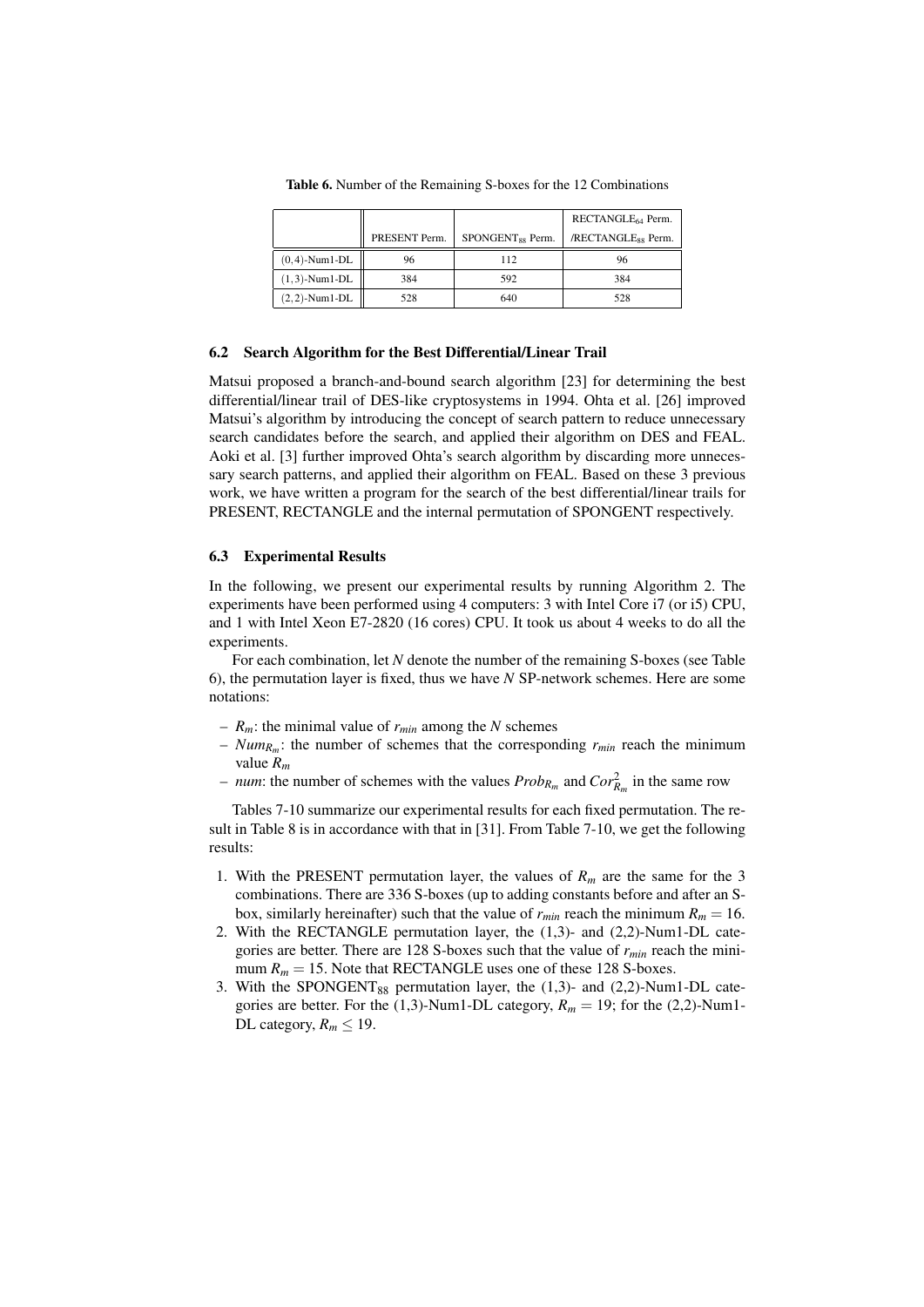**Table 6.** Number of the Remaining S-boxes for the 12 Combinations

| | PRESENT Perm. | $\text{SPONGENT}_{88}$ Perm. | $\text{RECTANGLE}_{64}$ Perm. /$\text{RECTANGLE}_{88}$ Perm. |
|---|---|---|---|
| $(0,4)$-Num1-DL | 96 | 112 | 96 |
| $(1,3)$-Num1-DL | 384 | 592 | 384 |
| $(2,2)$-Num1-DL | 528 | 640 | 528 |

### 6.2 Search Algorithm for the Best Differential/Linear Trail

Matsui proposed a branch-and-bound search algorithm [23] for determining the best differential/linear trail of DES-like cryptosystems in 1994. Ohta et al. [26] improved Matsui's algorithm by introducing the concept of search pattern to reduce unnecessary search candidates before the search, and applied their algorithm on DES and FEAL. Aoki et al. [3] further improved Ohta's search algorithm by discarding more unnecessary search patterns, and applied their algorithm on FEAL. Based on these 3 previous work, we have written a program for the search of the best differential/linear trails for PRESENT, RECTANGLE and the internal permutation of SPONGENT respectively.

### 6.3 Experimental Results

In the following, we present our experimental results by running Algorithm 2. The experiments have been performed using 4 computers: 3 with Intel Core i7 (or i5) CPU, and 1 with Intel Xeon E7-2820 (16 cores) CPU. It took us about 4 weeks to do all the experiments.

For each combination, let $N$ denote the number of the remaining S-boxes (see Table 6), the permutation layer is fixed, thus we have $N$ SP-network schemes. Here are some notations:

- $R_m$: the minimal value of $r_{min}$ among the $N$ schemes
- $Num_{R_m}$: the number of schemes that the corresponding $r_{min}$ reach the minimum value $R_m$
- $num$: the number of schemes with the values $Prob_{R_m}$ and $Cor^2_{R_m}$ in the same row

Tables 7-10 summarize our experimental results for each fixed permutation. The result in Table 8 is in accordance with that in [31]. From Table 7-10, we get the following results:

1. With the PRESENT permutation layer, the values of $R_m$ are the same for the 3 combinations. There are 336 S-boxes (up to adding constants before and after an S-box, similarly hereinafter) such that the value of $r_{min}$ reach the minimum $R_m = 16$.
2. With the RECTANGLE permutation layer, the (1,3)- and (2,2)-Num1-DL categories are better. There are 128 S-boxes such that the value of $r_{min}$ reach the minimum $R_m = 15$. Note that RECTANGLE uses one of these 128 S-boxes.
3. With the $\text{SPONGENT}_{88}$ permutation layer, the (1,3)- and (2,2)-Num1-DL categories are better. For the (1,3)-Num1-DL category, $R_m = 19$; for the (2,2)-Num1-DL category, $R_m \leq 19$.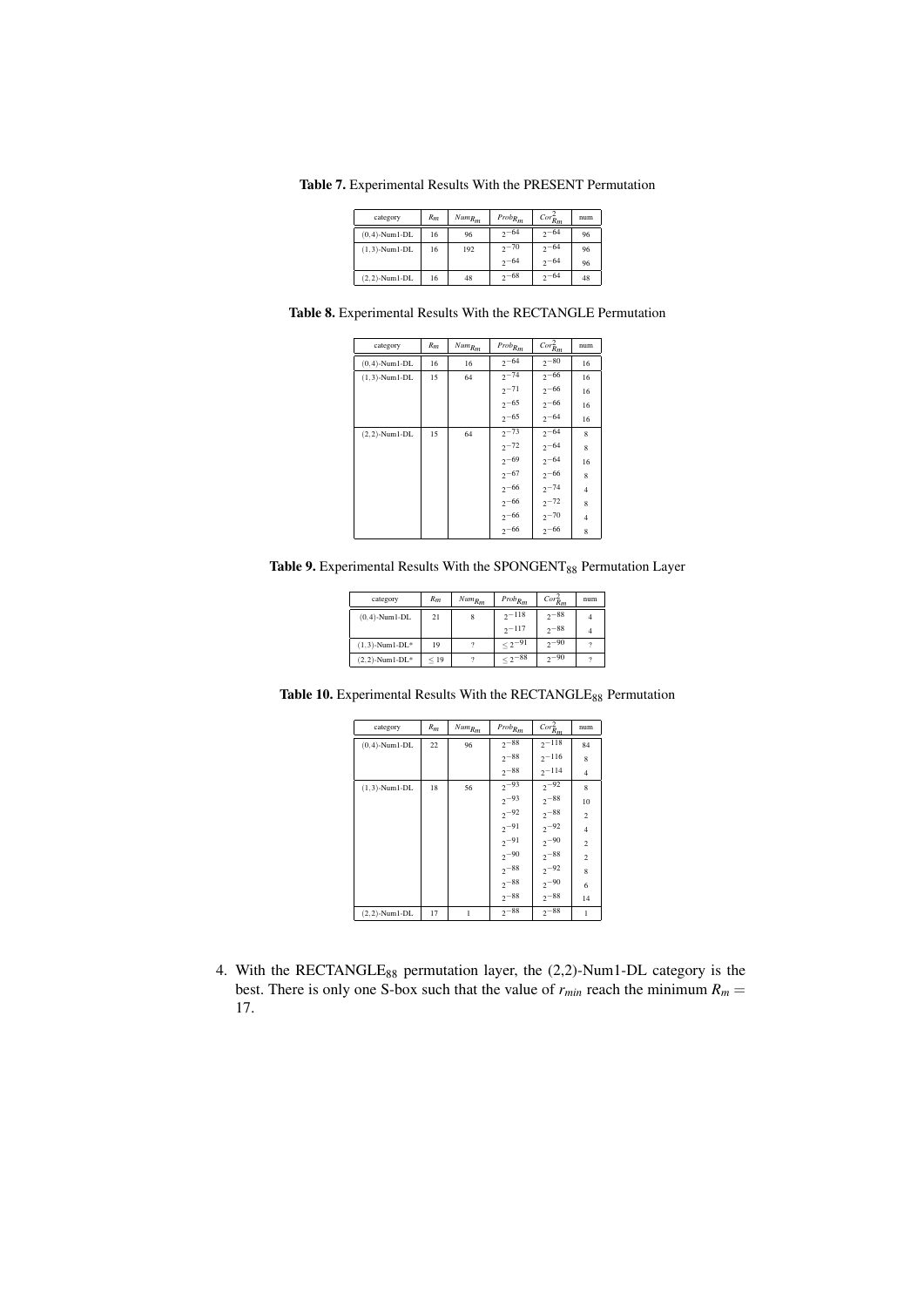**Table 7.** Experimental Results With the PRESENT Permutation

| category | $R_m$ | $Num_{R_m}$ | $Prob_{R_m}$ | $Cor^2_{R_m}$ | num |
|---|---|---|---|---|---|
| (0,4)-Num1-DL | 16 | 96 | $2^{-64}$ | $2^{-64}$ | 96 |
| (1,3)-Num1-DL | 16 | 192 | $2^{-70}$ | $2^{-64}$ | 96 |
| | | | $2^{-64}$ | $2^{-64}$ | 96 |
| (2,2)-Num1-DL | 16 | 48 | $2^{-68}$ | $2^{-64}$ | 48 |

**Table 8.** Experimental Results With the RECTANGLE Permutation

| category | $R_m$ | $Num_{R_m}$ | $Prob_{R_m}$ | $Cor^2_{R_m}$ | num |
|---|---|---|---|---|---|
| (0,4)-Num1-DL | 16 | 16 | $2^{-64}$ | $2^{-80}$ | 16 |
| (1,3)-Num1-DL | 15 | 64 | $2^{-74}$ | $2^{-66}$ | 16 |
| | | | $2^{-71}$ | $2^{-66}$ | 16 |
| | | | $2^{-65}$ | $2^{-66}$ | 16 |
| | | | $2^{-65}$ | $2^{-64}$ | 16 |
| (2,2)-Num1-DL | 15 | 64 | $2^{-73}$ | $2^{-64}$ | 8 |
| | | | $2^{-72}$ | $2^{-64}$ | 8 |
| | | | $2^{-69}$ | $2^{-64}$ | 16 |
| | | | $2^{-67}$ | $2^{-66}$ | 8 |
| | | | $2^{-66}$ | $2^{-74}$ | 4 |
| | | | $2^{-66}$ | $2^{-72}$ | 8 |
| | | | $2^{-66}$ | $2^{-70}$ | 4 |
| | | | $2^{-66}$ | $2^{-66}$ | 8 |

**Table 9.** Experimental Results With the $\text{SPONGENT}_{88}$ Permutation Layer

| category | $R_m$ | $Num_{R_m}$ | $Prob_{R_m}$ | $Cor^2_{R_m}$ | num |
|---|---|---|---|---|---|
| (0,4)-Num1-DL | 21 | 8 | $2^{-118}$ | $2^{-88}$ | 4 |
| | | | $2^{-117}$ | $2^{-88}$ | 4 |
| (1,3)-Num1-DL* | 19 | ? | $\leq 2^{-91}$ | $2^{-90}$ | ? |
| (2,2)-Num1-DL* | $\leq 19$ | ? | $\leq 2^{-88}$ | $2^{-90}$ | ? |

**Table 10.** Experimental Results With the $\text{RECTANGLE}_{88}$ Permutation

| category | $R_m$ | $Num_{R_m}$ | $Prob_{R_m}$ | $Cor^2_{R_m}$ | num |
|---|---|---|---|---|---|
| (0,4)-Num1-DL | 22 | 96 | $2^{-88}$ | $2^{-118}$ | 84 |
| | | | $2^{-88}$ | $2^{-116}$ | 8 |
| | | | $2^{-88}$ | $2^{-114}$ | 4 |
| (1,3)-Num1-DL | 18 | 56 | $2^{-93}$ | $2^{-92}$ | 8 |
| | | | $2^{-93}$ | $2^{-88}$ | 10 |
| | | | $2^{-92}$ | $2^{-88}$ | 2 |
| | | | $2^{-91}$ | $2^{-92}$ | 4 |
| | | | $2^{-91}$ | $2^{-90}$ | 2 |
| | | | $2^{-90}$ | $2^{-88}$ | 2 |
| | | | $2^{-88}$ | $2^{-92}$ | 8 |
| | | | $2^{-88}$ | $2^{-90}$ | 6 |
| | | | $2^{-88}$ | $2^{-88}$ | 14 |
| (2,2)-Num1-DL | 17 | 1 | $2^{-88}$ | $2^{-88}$ | 1 |

4. With the $\text{RECTANGLE}_{88}$ permutation layer, the (2,2)-Num1-DL category is the best. There is only one S-box such that the value of $r_{min}$ reach the minimum $R_m = 17$.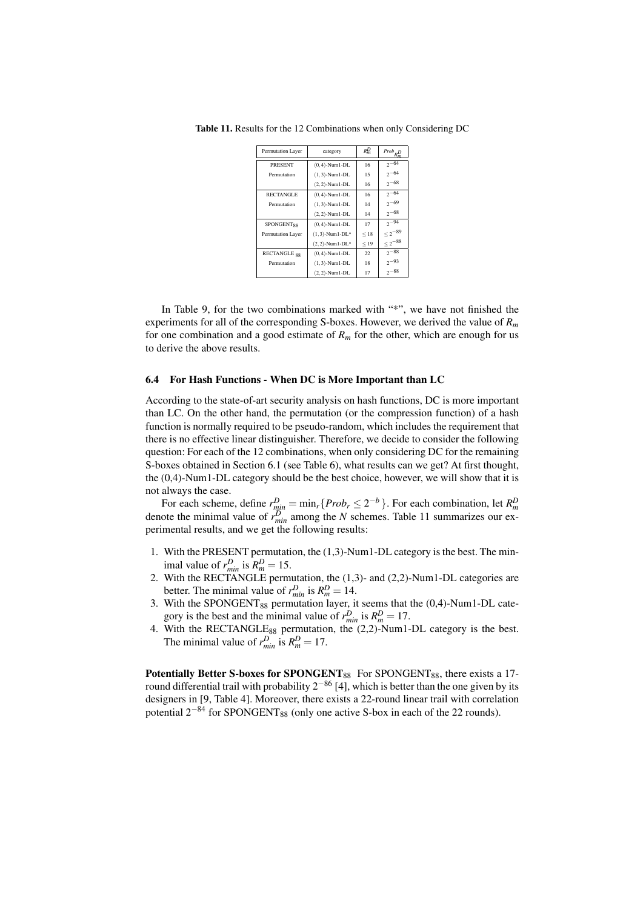**Table 11.** Results for the 12 Combinations when only Considering DC

| Permutation Layer | category | $R_m^D$ | $Prob_{R_m^D}$ |
|---|---|---|---|
| PRESENT | (0,4)-Num1-DL | 16 | $2^{-64}$ |
| Permutation | (1,3)-Num1-DL | 15 | $2^{-64}$ |
| | (2,2)-Num1-DL | 16 | $2^{-68}$ |
| RECTANGLE | (0,4)-Num1-DL | 16 | $2^{-64}$ |
| Permutation | (1,3)-Num1-DL | 14 | $2^{-69}$ |
| | (2,2)-Num1-DL | 14 | $2^{-68}$ |
| $\text{SPONGENT}_{88}$ | (0,4)-Num1-DL | 17 | $2^{-94}$ |
| Permutation Layer | (1,3)-Num1-DL* | $\leq 18$ | $\leq 2^{-89}$ |
| | (2,2)-Num1-DL* | $\leq 19$ | $\leq 2^{-88}$ |
| $\text{RECTANGLE}_{88}$ | (0,4)-Num1-DL | 22 | $2^{-88}$ |
| Permutation | (1,3)-Num1-DL | 18 | $2^{-93}$ |
| | (2,2)-Num1-DL | 17 | $2^{-88}$ |

In Table 9, for the two combinations marked with "*", we have not finished the experiments for all of the corresponding S-boxes. However, we derived the value of $R_m$ for one combination and a good estimate of $R_m$ for the other, which are enough for us to derive the above results.

### 6.4 For Hash Functions - When DC is More Important than LC

According to the state-of-art security analysis on hash functions, DC is more important than LC. On the other hand, the permutation (or the compression function) of a hash function is normally required to be pseudo-random, which includes the requirement that there is no effective linear distinguisher. Therefore, we decide to consider the following question: For each of the 12 combinations, when only considering DC for the remaining S-boxes obtained in Section 6.1 (see Table 6), what results can we get? At first thought, the (0,4)-Num1-DL category should be the best choice, however, we will show that it is not always the case.

For each scheme, define $r_{min}^D = \min_r\{Prob_r \leq 2^{-b}\}$. For each combination, let $R_m^D$ denote the minimal value of $r_{min}^D$ among the $N$ schemes. Table 11 summarizes our experimental results, and we get the following results:

1. With the PRESENT permutation, the (1,3)-Num1-DL category is the best. The minimal value of $r_{min}^D$ is $R_m^D = 15$.
2. With the RECTANGLE permutation, the (1,3)- and (2,2)-Num1-DL categories are better. The minimal value of $r_{min}^D$ is $R_m^D = 14$.
3. With the $\text{SPONGENT}_{88}$ permutation layer, it seems that the (0,4)-Num1-DL category is the best and the minimal value of $r_{min}^D$ is $R_m^D = 17$.
4. With the $\text{RECTANGLE}_{88}$ permutation, the (2,2)-Num1-DL category is the best. The minimal value of $r_{min}^D$ is $R_m^D = 17$.

**Potentially Better S-boxes for $\text{SPONGENT}_{88}$** For $\text{SPONGENT}_{88}$, there exists a 17-round differential trail with probability $2^{-86}$ [4], which is better than the one given by its designers in [9, Table 4]. Moreover, there exists a 22-round linear trail with correlation potential $2^{-84}$ for $\text{SPONGENT}_{88}$ (only one active S-box in each of the 22 rounds).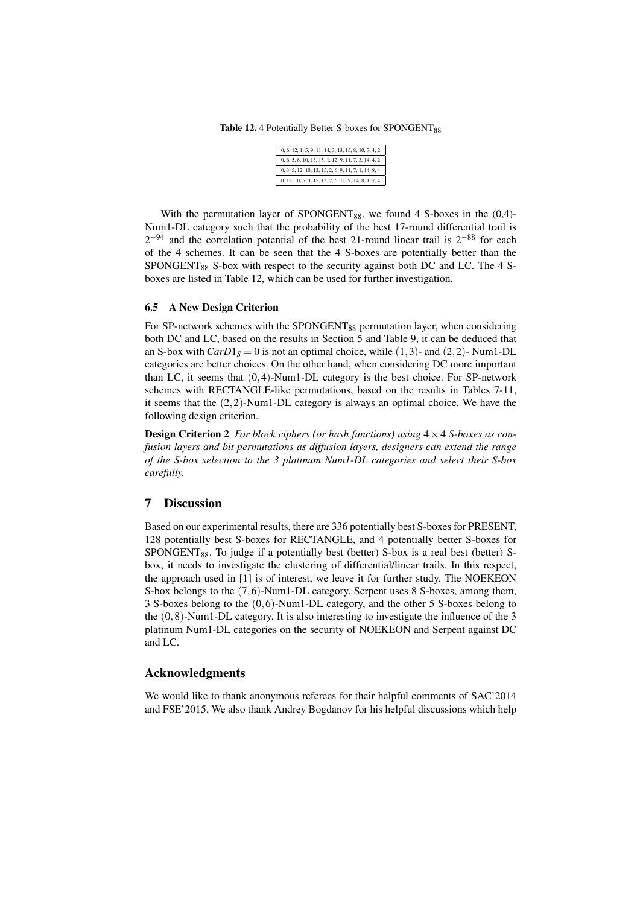**Table 12.** 4 Potentially Better S-boxes for $\text{SPONGENT}_{88}$

| 0, 6, 12, 1, 5, 9, 11, 14, 3, 13, 15, 8, 10, 7, 4, 2 |
|---|
| 0, 6, 5, 8, 10, 13, 15, 1, 12, 9, 11, 7, 3, 14, 4, 2 |
| 0, 3, 5, 12, 10, 13, 15, 2, 6, 9, 11, 7, 1, 14, 8, 4 |
| 0, 12, 10, 5, 3, 15, 13, 2, 6, 11, 9, 14, 8, 1, 7, 4 |

With the permutation layer of $\text{SPONGENT}_{88}$, we found 4 S-boxes in the (0,4)-Num1-DL category such that the probability of the best 17-round differential trail is $2^{-94}$ and the correlation potential of the best 21-round linear trail is $2^{-88}$ for each of the 4 schemes. It can be seen that the 4 S-boxes are potentially better than the $\text{SPONGENT}_{88}$ S-box with respect to the security against both DC and LC. The 4 S-boxes are listed in Table 12, which can be used for further investigation.

### 6.5 A New Design Criterion

For SP-network schemes with the $\text{SPONGENT}_{88}$ permutation layer, when considering both DC and LC, based on the results in Section 5 and Table 9, it can be deduced that an S-box with $CarD1_S = 0$ is not an optimal choice, while $(1,3)$- and $(2,2)$- Num1-DL categories are better choices. On the other hand, when considering DC more important than LC, it seems that $(0,4)$-Num1-DL category is the best choice. For SP-network schemes with RECTANGLE-like permutations, based on the results in Tables 7-11, it seems that the $(2,2)$-Num1-DL category is always an optimal choice. We have the following design criterion.

**Design Criterion 2** *For block ciphers (or hash functions) using $4 \times 4$ S-boxes as confusion layers and bit permutations as diffusion layers, designers can extend the range of the S-box selection to the 3 platinum Num1-DL categories and select their S-box carefully.*

## 7 Discussion

Based on our experimental results, there are 336 potentially best S-boxes for PRESENT, 128 potentially best S-boxes for RECTANGLE, and 4 potentially better S-boxes for $\text{SPONGENT}_{88}$. To judge if a potentially best (better) S-box is a real best (better) S-box, it needs to investigate the clustering of differential/linear trails. In this respect, the approach used in [1] is of interest, we leave it for further study. The NOEKEON S-box belongs to the $(7,6)$-Num1-DL category. Serpent uses 8 S-boxes, among them, 3 S-boxes belong to the $(0,6)$-Num1-DL category, and the other 5 S-boxes belong to the $(0,8)$-Num1-DL category. It is also interesting to investigate the influence of the 3 platinum Num1-DL categories on the security of NOEKEON and Serpent against DC and LC.

## Acknowledgments

We would like to thank anonymous referees for their helpful comments of SAC'2014 and FSE'2015. We also thank Andrey Bogdanov for his helpful discussions which help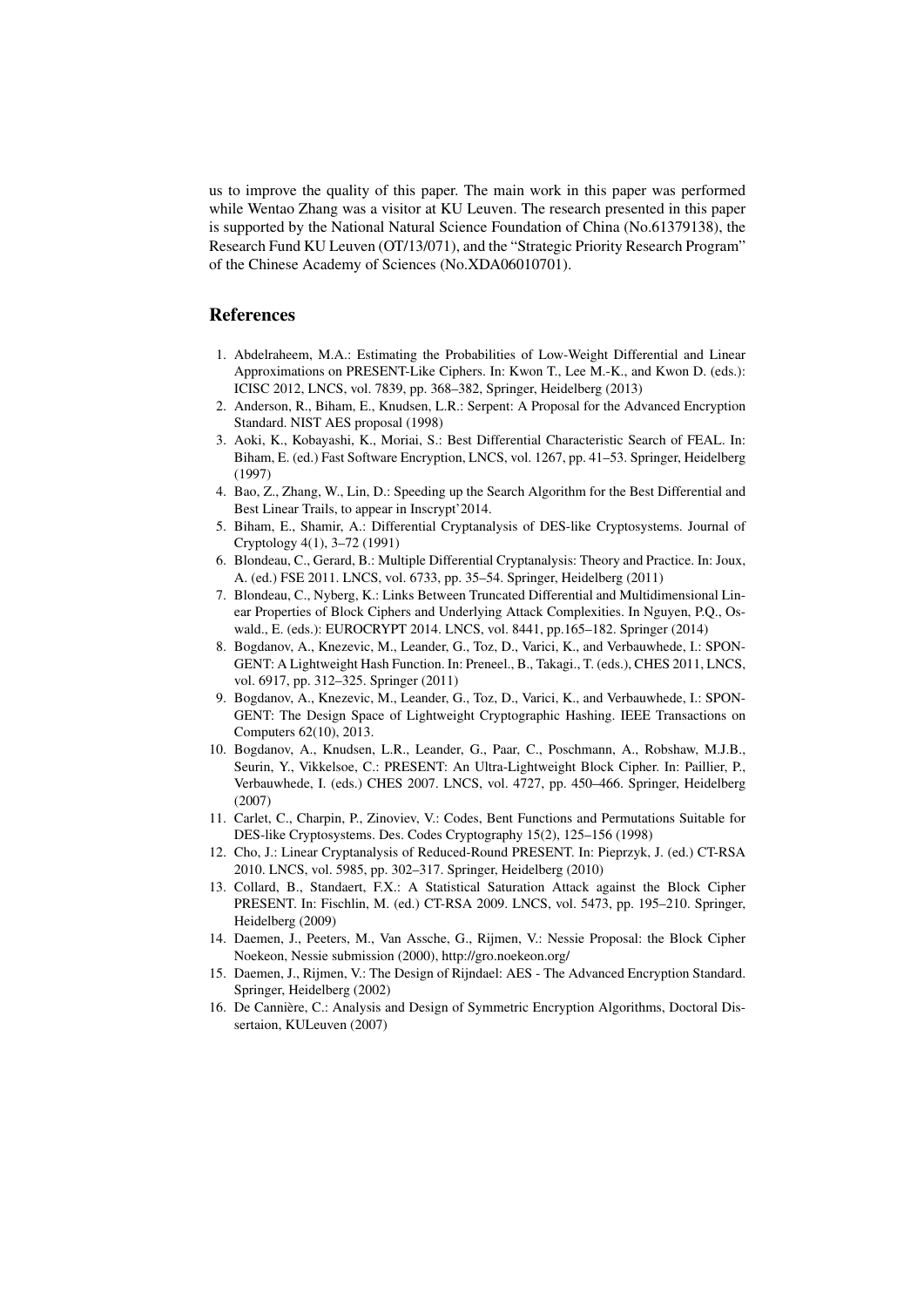us to improve the quality of this paper. The main work in this paper was performed while Wentao Zhang was a visitor at KU Leuven. The research presented in this paper is supported by the National Natural Science Foundation of China (No.61379138), the Research Fund KU Leuven (OT/13/071), and the "Strategic Priority Research Program" of the Chinese Academy of Sciences (No.XDA06010701).

## References

1. Abdelraheem, M.A.: Estimating the Probabilities of Low-Weight Differential and Linear Approximations on PRESENT-Like Ciphers. In: Kwon T., Lee M.-K., and Kwon D. (eds.): ICISC 2012, LNCS, vol. 7839, pp. 368–382, Springer, Heidelberg (2013)
2. Anderson, R., Biham, E., Knudsen, L.R.: Serpent: A Proposal for the Advanced Encryption Standard. NIST AES proposal (1998)
3. Aoki, K., Kobayashi, K., Moriai, S.: Best Differential Characteristic Search of FEAL. In: Biham, E. (ed.) Fast Software Encryption, LNCS, vol. 1267, pp. 41–53. Springer, Heidelberg (1997)
4. Bao, Z., Zhang, W., Lin, D.: Speeding up the Search Algorithm for the Best Differential and Best Linear Trails, to appear in Inscrypt'2014.
5. Biham, E., Shamir, A.: Differential Cryptanalysis of DES-like Cryptosystems. Journal of Cryptology 4(1), 3–72 (1991)
6. Blondeau, C., Gerard, B.: Multiple Differential Cryptanalysis: Theory and Practice. In: Joux, A. (ed.) FSE 2011. LNCS, vol. 6733, pp. 35–54. Springer, Heidelberg (2011)
7. Blondeau, C., Nyberg, K.: Links Between Truncated Differential and Multidimensional Linear Properties of Block Ciphers and Underlying Attack Complexities. In Nguyen, P.Q., Oswald., E. (eds.): EUROCRYPT 2014. LNCS, vol. 8441, pp.165–182. Springer (2014)
8. Bogdanov, A., Knezevic, M., Leander, G., Toz, D., Varici, K., and Verbauwhede, I.: SPONGENT: A Lightweight Hash Function. In: Preneel., B., Takagi., T. (eds.), CHES 2011, LNCS, vol. 6917, pp. 312–325. Springer (2011)
9. Bogdanov, A., Knezevic, M., Leander, G., Toz, D., Varici, K., and Verbauwhede, I.: SPONGENT: The Design Space of Lightweight Cryptographic Hashing. IEEE Transactions on Computers 62(10), 2013.
10. Bogdanov, A., Knudsen, L.R., Leander, G., Paar, C., Poschmann, A., Robshaw, M.J.B., Seurin, Y., Vikkelsoe, C.: PRESENT: An Ultra-Lightweight Block Cipher. In: Paillier, P., Verbauwhede, I. (eds.) CHES 2007. LNCS, vol. 4727, pp. 450–466. Springer, Heidelberg (2007)
11. Carlet, C., Charpin, P., Zinoviev, V.: Codes, Bent Functions and Permutations Suitable for DES-like Cryptosystems. Des. Codes Cryptography 15(2), 125–156 (1998)
12. Cho, J.: Linear Cryptanalysis of Reduced-Round PRESENT. In: Pieprzyk, J. (ed.) CT-RSA 2010. LNCS, vol. 5985, pp. 302–317. Springer, Heidelberg (2010)
13. Collard, B., Standaert, F.X.: A Statistical Saturation Attack against the Block Cipher PRESENT. In: Fischlin, M. (ed.) CT-RSA 2009. LNCS, vol. 5473, pp. 195–210. Springer, Heidelberg (2009)
14. Daemen, J., Peeters, M., Van Assche, G., Rijmen, V.: Nessie Proposal: the Block Cipher Noekeon, Nessie submission (2000), http://gro.noekeon.org/
15. Daemen, J., Rijmen, V.: The Design of Rijndael: AES - The Advanced Encryption Standard. Springer, Heidelberg (2002)
16. De Cannière, C.: Analysis and Design of Symmetric Encryption Algorithms, Doctoral Dissertaion, KULeuven (2007)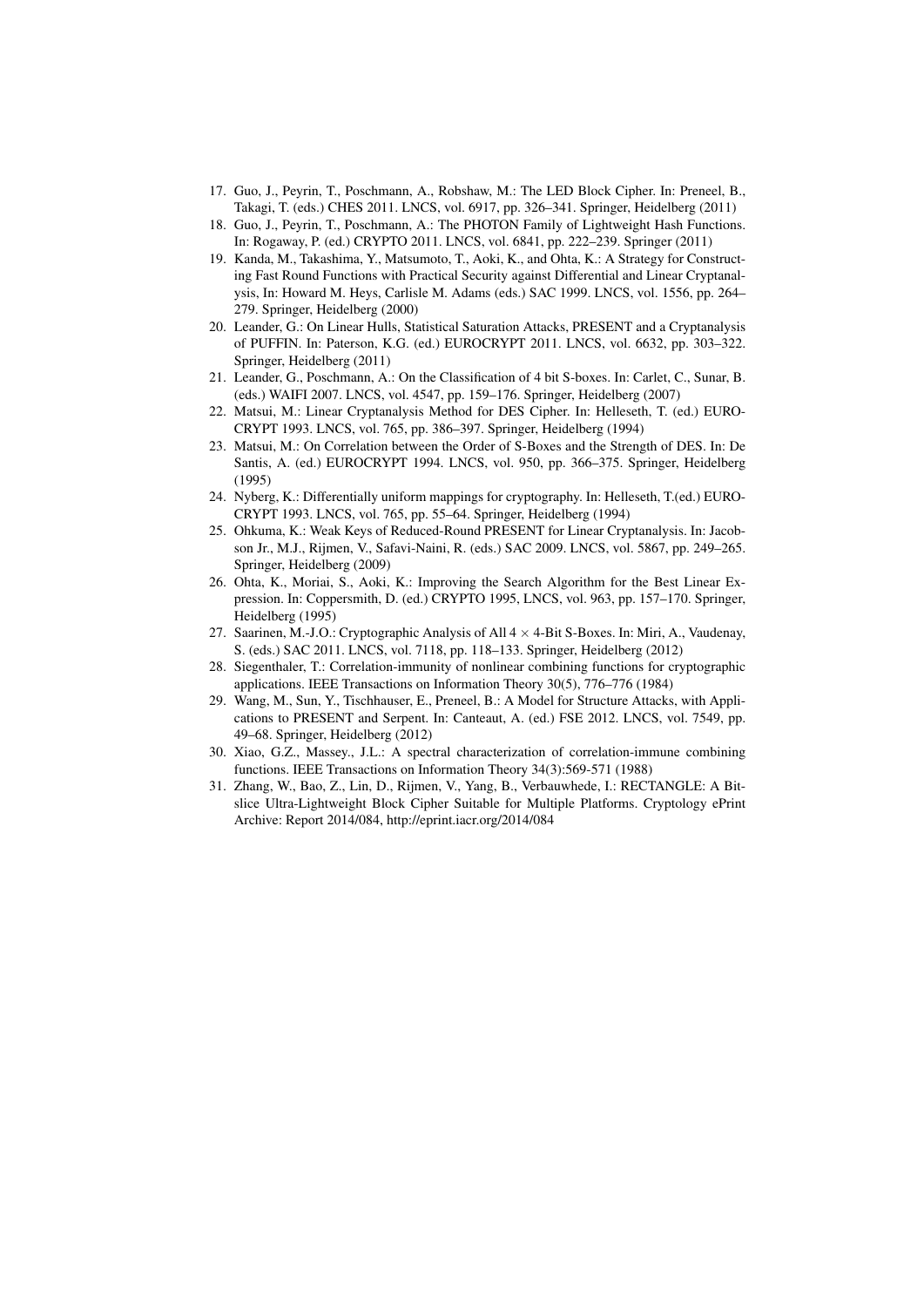17. Guo, J., Peyrin, T., Poschmann, A., Robshaw, M.: The LED Block Cipher. In: Preneel, B., Takagi, T. (eds.) CHES 2011. LNCS, vol. 6917, pp. 326–341. Springer, Heidelberg (2011)
18. Guo, J., Peyrin, T., Poschmann, A.: The PHOTON Family of Lightweight Hash Functions. In: Rogaway, P. (ed.) CRYPTO 2011. LNCS, vol. 6841, pp. 222–239. Springer (2011)
19. Kanda, M., Takashima, Y., Matsumoto, T., Aoki, K., and Ohta, K.: A Strategy for Constructing Fast Round Functions with Practical Security against Differential and Linear Cryptanalysis, In: Howard M. Heys, Carlisle M. Adams (eds.) SAC 1999. LNCS, vol. 1556, pp. 264–279. Springer, Heidelberg (2000)
20. Leander, G.: On Linear Hulls, Statistical Saturation Attacks, PRESENT and a Cryptanalysis of PUFFIN. In: Paterson, K.G. (ed.) EUROCRYPT 2011. LNCS, vol. 6632, pp. 303–322. Springer, Heidelberg (2011)
21. Leander, G., Poschmann, A.: On the Classification of 4 bit S-boxes. In: Carlet, C., Sunar, B. (eds.) WAIFI 2007. LNCS, vol. 4547, pp. 159–176. Springer, Heidelberg (2007)
22. Matsui, M.: Linear Cryptanalysis Method for DES Cipher. In: Helleseth, T. (ed.) EUROCRYPT 1993. LNCS, vol. 765, pp. 386–397. Springer, Heidelberg (1994)
23. Matsui, M.: On Correlation between the Order of S-Boxes and the Strength of DES. In: De Santis, A. (ed.) EUROCRYPT 1994. LNCS, vol. 950, pp. 366–375. Springer, Heidelberg (1995)
24. Nyberg, K.: Differentially uniform mappings for cryptography. In: Helleseth, T.(ed.) EUROCRYPT 1993. LNCS, vol. 765, pp. 55–64. Springer, Heidelberg (1994)
25. Ohkuma, K.: Weak Keys of Reduced-Round PRESENT for Linear Cryptanalysis. In: Jacobson Jr., M.J., Rijmen, V., Safavi-Naini, R. (eds.) SAC 2009. LNCS, vol. 5867, pp. 249–265. Springer, Heidelberg (2009)
26. Ohta, K., Moriai, S., Aoki, K.: Improving the Search Algorithm for the Best Linear Expression. In: Coppersmith, D. (ed.) CRYPTO 1995, LNCS, vol. 963, pp. 157–170. Springer, Heidelberg (1995)
27. Saarinen, M.-J.O.: Cryptographic Analysis of All $4 \times 4$-Bit S-Boxes. In: Miri, A., Vaudenay, S. (eds.) SAC 2011. LNCS, vol. 7118, pp. 118–133. Springer, Heidelberg (2012)
28. Siegenthaler, T.: Correlation-immunity of nonlinear combining functions for cryptographic applications. IEEE Transactions on Information Theory 30(5), 776–776 (1984)
29. Wang, M., Sun, Y., Tischhauser, E., Preneel, B.: A Model for Structure Attacks, with Applications to PRESENT and Serpent. In: Canteaut, A. (ed.) FSE 2012. LNCS, vol. 7549, pp. 49–68. Springer, Heidelberg (2012)
30. Xiao, G.Z., Massey., J.L.: A spectral characterization of correlation-immune combining functions. IEEE Transactions on Information Theory 34(3):569-571 (1988)
31. Zhang, W., Bao, Z., Lin, D., Rijmen, V., Yang, B., Verbauwhede, I.: RECTANGLE: A Bitslice Ultra-Lightweight Block Cipher Suitable for Multiple Platforms. Cryptology ePrint Archive: Report 2014/084, http://eprint.iacr.org/2014/084